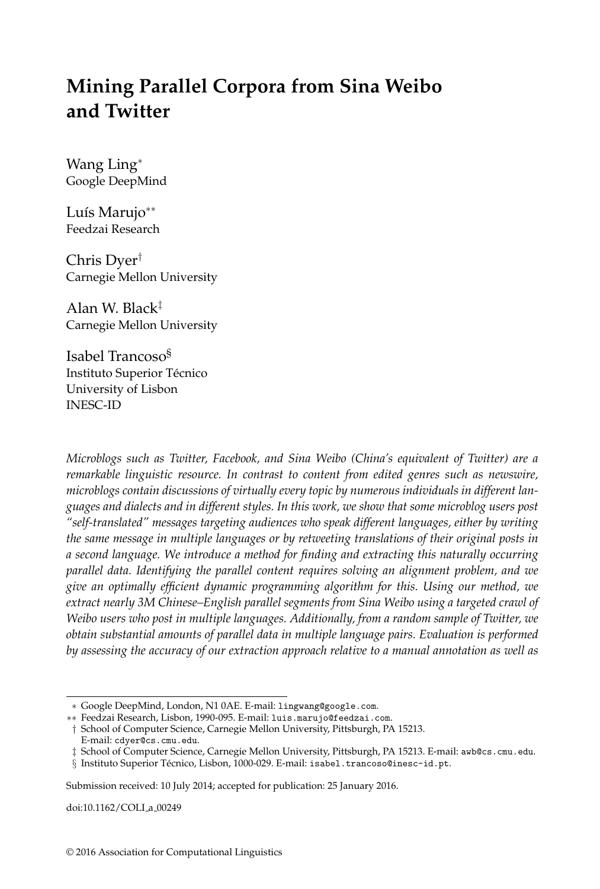# Mining Parallel Corpora from Sina Weibo and Twitter

Wang Ling[*]
Google DeepMind

Luís Marujo[**]
Feedzai Research

Chris Dyer[†]
Carnegie Mellon University

Alan W. Black[‡]
Carnegie Mellon University

Isabel Trancoso[§]
Instituto Superior Técnico
University of Lisbon
INESC-ID

*Microblogs such as Twitter, Facebook, and Sina Weibo (China's equivalent of Twitter) are a remarkable linguistic resource. In contrast to content from edited genres such as newswire, microblogs contain discussions of virtually every topic by numerous individuals in different languages and dialects and in different styles. In this work, we show that some microblog users post "self-translated" messages targeting audiences who speak different languages, either by writing the same message in multiple languages or by retweeting translations of their original posts in a second language. We introduce a method for finding and extracting this naturally occurring parallel data. Identifying the parallel content requires solving an alignment problem, and we give an optimally efficient dynamic programming algorithm for this. Using our method, we extract nearly 3M Chinese–English parallel segments from Sina Weibo using a targeted crawl of Weibo users who post in multiple languages. Additionally, from a random sample of Twitter, we obtain substantial amounts of parallel data in multiple language pairs. Evaluation is performed by assessing the accuracy of our extraction approach relative to a manual annotation as well as*

---

[*] Google DeepMind, London, N1 0AE. E-mail: lingwang@google.com.
[**] Feedzai Research, Lisbon, 1990-095. E-mail: luis.marujo@feedzai.com.
[†] School of Computer Science, Carnegie Mellon University, Pittsburgh, PA 15213. E-mail: cdyer@cs.cmu.edu.
[‡] School of Computer Science, Carnegie Mellon University, Pittsburgh, PA 15213. E-mail: awb@cs.cmu.edu.
[§] Instituto Superior Técnico, Lisbon, 1000-029. E-mail: isabel.trancoso@inesc-id.pt.

Submission received: 10 July 2014; accepted for publication: 25 January 2016.

doi:10.1162/COLI_a_00249

© 2016 Association for Computational Linguistics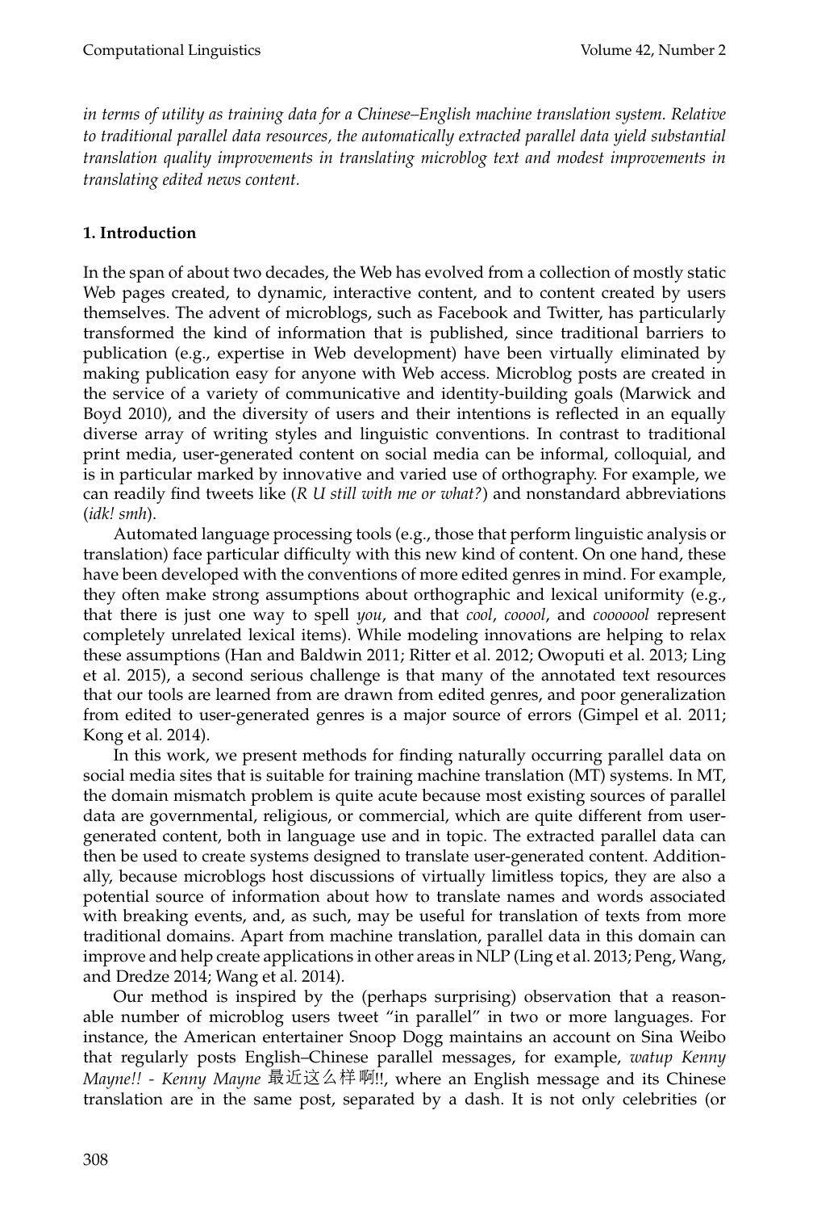*in terms of utility as training data for a Chinese–English machine translation system. Relative to traditional parallel data resources, the automatically extracted parallel data yield substantial translation quality improvements in translating microblog text and modest improvements in translating edited news content.*

## 1. Introduction

In the span of about two decades, the Web has evolved from a collection of mostly static Web pages created, to dynamic, interactive content, and to content created by users themselves. The advent of microblogs, such as Facebook and Twitter, has particularly transformed the kind of information that is published, since traditional barriers to publication (e.g., expertise in Web development) have been virtually eliminated by making publication easy for anyone with Web access. Microblog posts are created in the service of a variety of communicative and identity-building goals (Marwick and Boyd 2010), and the diversity of users and their intentions is reflected in an equally diverse array of writing styles and linguistic conventions. In contrast to traditional print media, user-generated content on social media can be informal, colloquial, and is in particular marked by innovative and varied use of orthography. For example, we can readily find tweets like (*R U still with me or what?*) and nonstandard abbreviations (*idk! smh*).

Automated language processing tools (e.g., those that perform linguistic analysis or translation) face particular difficulty with this new kind of content. On one hand, these have been developed with the conventions of more edited genres in mind. For example, they often make strong assumptions about orthographic and lexical uniformity (e.g., that there is just one way to spell *you*, and that *cool*, *cooool*, and *cooooool* represent completely unrelated lexical items). While modeling innovations are helping to relax these assumptions (Han and Baldwin 2011; Ritter et al. 2012; Owoputi et al. 2013; Ling et al. 2015), a second serious challenge is that many of the annotated text resources that our tools are learned from are drawn from edited genres, and poor generalization from edited to user-generated genres is a major source of errors (Gimpel et al. 2011; Kong et al. 2014).

In this work, we present methods for finding naturally occurring parallel data on social media sites that is suitable for training machine translation (MT) systems. In MT, the domain mismatch problem is quite acute because most existing sources of parallel data are governmental, religious, or commercial, which are quite different from user-generated content, both in language use and in topic. The extracted parallel data can then be used to create systems designed to translate user-generated content. Additionally, because microblogs host discussions of virtually limitless topics, they are also a potential source of information about how to translate names and words associated with breaking events, and, as such, may be useful for translation of texts from more traditional domains. Apart from machine translation, parallel data in this domain can improve and help create applications in other areas in NLP (Ling et al. 2013; Peng, Wang, and Dredze 2014; Wang et al. 2014).

Our method is inspired by the (perhaps surprising) observation that a reasonable number of microblog users tweet "in parallel" in two or more languages. For instance, the American entertainer Snoop Dogg maintains an account on Sina Weibo that regularly posts English–Chinese parallel messages, for example, *watup Kenny Mayne!! - Kenny Mayne 最近这么样啊!!*, where an English message and its Chinese translation are in the same post, separated by a dash. It is not only celebrities (or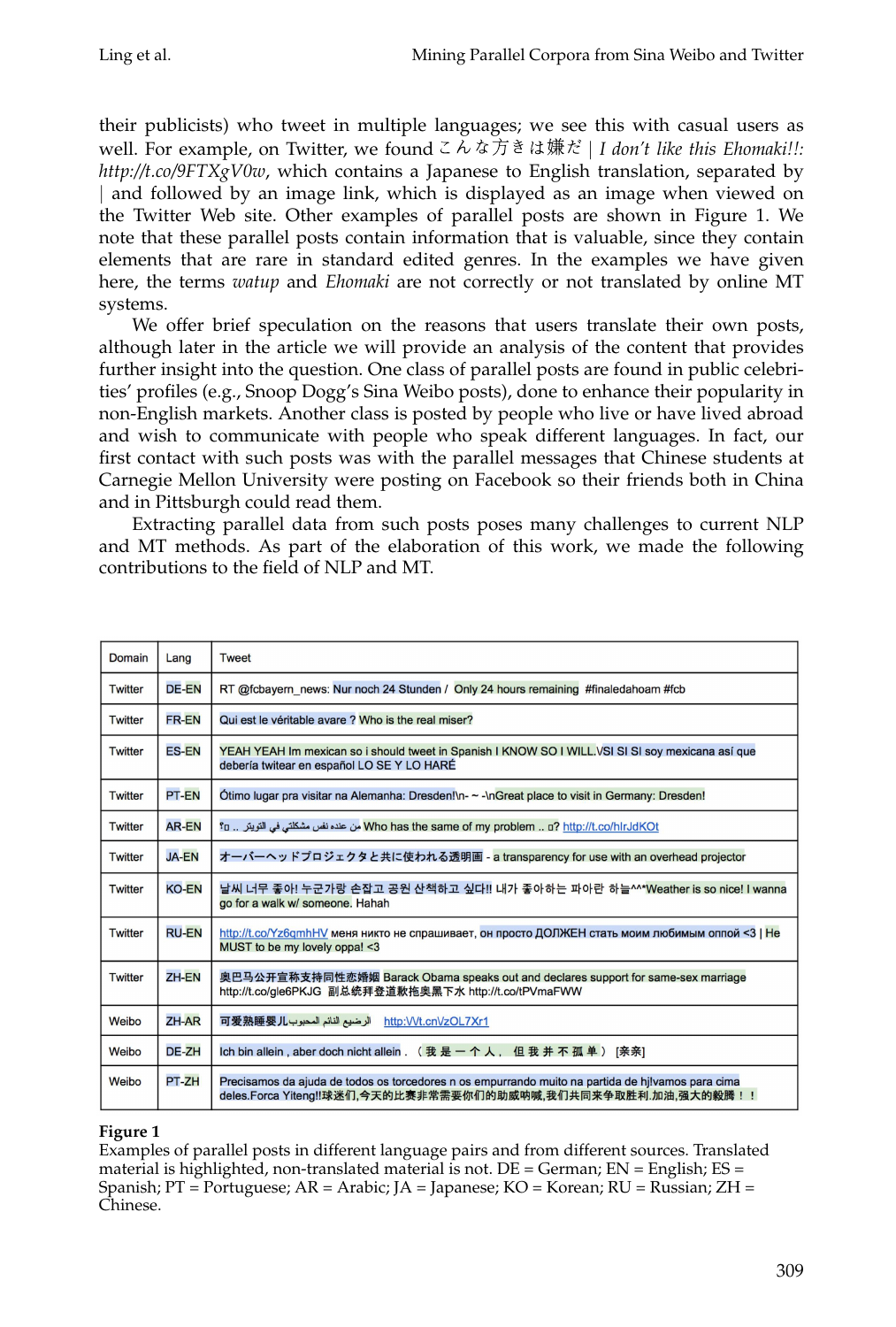their publicists) who tweet in multiple languages; we see this with casual users as well. For example, on Twitter, we found *こんな方きは嫌だ | I don't like this Ehomaki!!: http://t.co/9FTXgV0w*, which contains a Japanese to English translation, separated by | and followed by an image link, which is displayed as an image when viewed on the Twitter Web site. Other examples of parallel posts are shown in Figure 1. We note that these parallel posts contain information that is valuable, since they contain elements that are rare in standard edited genres. In the examples we have given here, the terms *watup* and *Ehomaki* are not correctly or not translated by online MT systems.

We offer brief speculation on the reasons that users translate their own posts, although later in the article we will provide an analysis of the content that provides further insight into the question. One class of parallel posts are found in public celebrities' profiles (e.g., Snoop Dogg's Sina Weibo posts), done to enhance their popularity in non-English markets. Another class is posted by people who live or have lived abroad and wish to communicate with people who speak different languages. In fact, our first contact with such posts was with the parallel messages that Chinese students at Carnegie Mellon University were posting on Facebook so their friends both in China and in Pittsburgh could read them.

Extracting parallel data from such posts poses many challenges to current NLP and MT methods. As part of the elaboration of this work, we made the following contributions to the field of NLP and MT.

| Domain | Lang | Tweet |
|---|---|---|
| Twitter | DE-EN | RT @fcbayern_news: Nur noch 24 Stunden / Only 24 hours remaining #finaledahoam #fcb |
| Twitter | FR-EN | Qui est le véritable avare ? Who is the real miser? |
| Twitter | ES-EN | YEAH YEAH Im mexican so i should tweet in Spanish I KNOW SO I WILL.\SI SI SI soy mexicana así que debería twitear en español LO SE Y LO HARÉ |
| Twitter | PT-EN | Ótimo lugar pra visitar na Alemanha: Dresden!\n- ~ -\nGreat place to visit in Germany: Dresden! |
| Twitter | AR-EN | من عنده نفس مشكلتي في التويتر .. ؟ Who has the same of my problem .. ? http://t.co/hIrJdKOt |
| Twitter | JA-EN | オーバーヘッドプロジェクタと共に使われる透明画 - a transparency for use with an overhead projector |
| Twitter | KO-EN | 날씨 너무 좋아! 누군가랑 손잡고 공원 산책하고 싶다!! 내가 좋아하는 파아란 하늘^^*Weather is so nice! I wanna go for a walk w/ someone. Hahah |
| Twitter | RU-EN | http://t.co/Yz6qmhHV меня никто не спрашивает, он просто ДОЛЖЕН стать моим любимым оппой <3 \| He MUST to be my lovely oppa! <3 |
| Twitter | ZH-EN | 奥巴马公开宣称支持同性恋婚姻 Barack Obama speaks out and declares support for same-sex marriage http://t.co/gle6PKJG 副总统拜登道歉拖奥黑下水 http://t.co/tPVmaFWW |
| Weibo | ZH-AR | 可爱熟睡婴儿الرضيع النائم المحبوب http:\/\/t.cn\/zOL7Xr1 |
| Weibo | DE-ZH | Ich bin allein , aber doch nicht allein . （我 是 一 个 人， 但 我 并 不 孤 单） [亲亲] |
| Weibo | PT-ZH | Precisamos da ajuda de todos os torcedores n os empurrando muito na partida de hj!vamos para cima deles.Forca Yiteng!!球迷们,今天的比赛非常需要你们的助威呐喊,我们共同来争取胜利.加油,强大的毅腾！！ |

**Figure 1**
Examples of parallel posts in different language pairs and from different sources. Translated material is highlighted, non-translated material is not. DE = German; EN = English; ES = Spanish; PT = Portuguese; AR = Arabic; JA = Japanese; KO = Korean; RU = Russian; ZH = Chinese.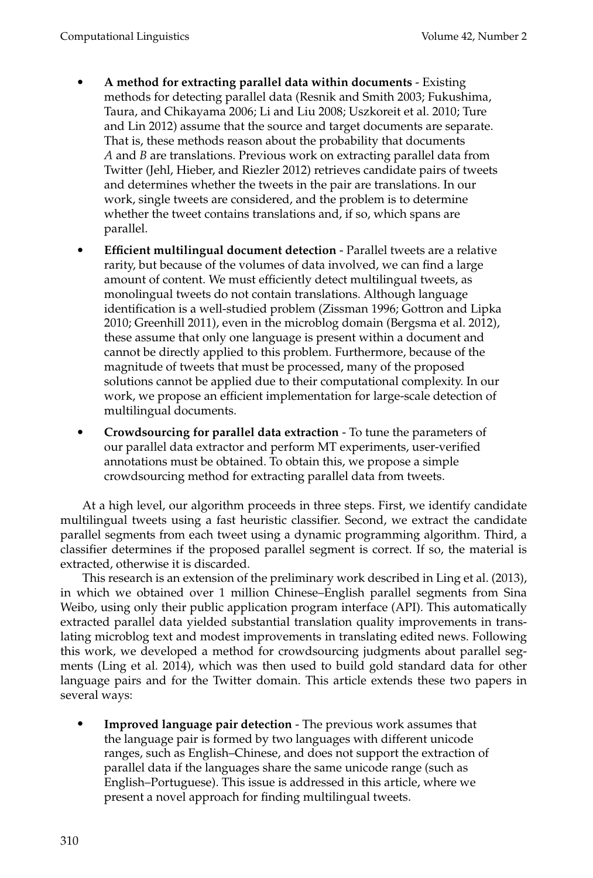- **A method for extracting parallel data within documents** - Existing methods for detecting parallel data (Resnik and Smith 2003; Fukushima, Taura, and Chikayama 2006; Li and Liu 2008; Uszkoreit et al. 2010; Ture and Lin 2012) assume that the source and target documents are separate. That is, these methods reason about the probability that documents *A* and *B* are translations. Previous work on extracting parallel data from Twitter (Jehl, Hieber, and Riezler 2012) retrieves candidate pairs of tweets and determines whether the tweets in the pair are translations. In our work, single tweets are considered, and the problem is to determine whether the tweet contains translations and, if so, which spans are parallel.
- **Efficient multilingual document detection** - Parallel tweets are a relative rarity, but because of the volumes of data involved, we can find a large amount of content. We must efficiently detect multilingual tweets, as monolingual tweets do not contain translations. Although language identification is a well-studied problem (Zissman 1996; Gottron and Lipka 2010; Greenhill 2011), even in the microblog domain (Bergsma et al. 2012), these assume that only one language is present within a document and cannot be directly applied to this problem. Furthermore, because of the magnitude of tweets that must be processed, many of the proposed solutions cannot be applied due to their computational complexity. In our work, we propose an efficient implementation for large-scale detection of multilingual documents.
- **Crowdsourcing for parallel data extraction** - To tune the parameters of our parallel data extractor and perform MT experiments, user-verified annotations must be obtained. To obtain this, we propose a simple crowdsourcing method for extracting parallel data from tweets.

At a high level, our algorithm proceeds in three steps. First, we identify candidate multilingual tweets using a fast heuristic classifier. Second, we extract the candidate parallel segments from each tweet using a dynamic programming algorithm. Third, a classifier determines if the proposed parallel segment is correct. If so, the material is extracted, otherwise it is discarded.

This research is an extension of the preliminary work described in Ling et al. (2013), in which we obtained over 1 million Chinese–English parallel segments from Sina Weibo, using only their public application program interface (API). This automatically extracted parallel data yielded substantial translation quality improvements in translating microblog text and modest improvements in translating edited news. Following this work, we developed a method for crowdsourcing judgments about parallel segments (Ling et al. 2014), which was then used to build gold standard data for other language pairs and for the Twitter domain. This article extends these two papers in several ways:

- **Improved language pair detection** - The previous work assumes that the language pair is formed by two languages with different unicode ranges, such as English–Chinese, and does not support the extraction of parallel data if the languages share the same unicode range (such as English–Portuguese). This issue is addressed in this article, where we present a novel approach for finding multilingual tweets.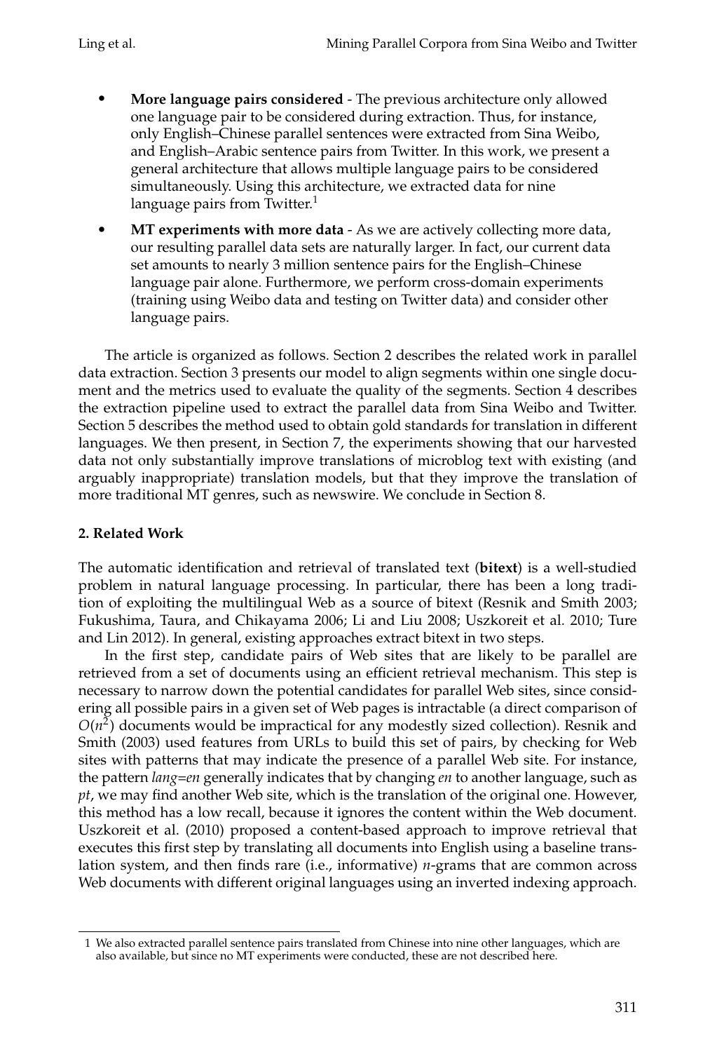- **More language pairs considered** - The previous architecture only allowed one language pair to be considered during extraction. Thus, for instance, only English–Chinese parallel sentences were extracted from Sina Weibo, and English–Arabic sentence pairs from Twitter. In this work, we present a general architecture that allows multiple language pairs to be considered simultaneously. Using this architecture, we extracted data for nine language pairs from Twitter.[1]
- **MT experiments with more data** - As we are actively collecting more data, our resulting parallel data sets are naturally larger. In fact, our current data set amounts to nearly 3 million sentence pairs for the English–Chinese language pair alone. Furthermore, we perform cross-domain experiments (training using Weibo data and testing on Twitter data) and consider other language pairs.

The article is organized as follows. Section 2 describes the related work in parallel data extraction. Section 3 presents our model to align segments within one single document and the metrics used to evaluate the quality of the segments. Section 4 describes the extraction pipeline used to extract the parallel data from Sina Weibo and Twitter. Section 5 describes the method used to obtain gold standards for translation in different languages. We then present, in Section 7, the experiments showing that our harvested data not only substantially improve translations of microblog text with existing (and arguably inappropriate) translation models, but that they improve the translation of more traditional MT genres, such as newswire. We conclude in Section 8.

## 2. Related Work

The automatic identification and retrieval of translated text (**bitext**) is a well-studied problem in natural language processing. In particular, there has been a long tradition of exploiting the multilingual Web as a source of bitext (Resnik and Smith 2003; Fukushima, Taura, and Chikayama 2006; Li and Liu 2008; Uszkoreit et al. 2010; Ture and Lin 2012). In general, existing approaches extract bitext in two steps.

In the first step, candidate pairs of Web sites that are likely to be parallel are retrieved from a set of documents using an efficient retrieval mechanism. This step is necessary to narrow down the potential candidates for parallel Web sites, since considering all possible pairs in a given set of Web pages is intractable (a direct comparison of $O(n^2)$ documents would be impractical for any modestly sized collection). Resnik and Smith (2003) used features from URLs to build this set of pairs, by checking for Web sites with patterns that may indicate the presence of a parallel Web site. For instance, the pattern *lang=en* generally indicates that by changing *en* to another language, such as *pt*, we may find another Web site, which is the translation of the original one. However, this method has a low recall, because it ignores the content within the Web document. Uszkoreit et al. (2010) proposed a content-based approach to improve retrieval that executes this first step by translating all documents into English using a baseline translation system, and then finds rare (i.e., informative) *n*-grams that are common across Web documents with different original languages using an inverted indexing approach.

---

[1] We also extracted parallel sentence pairs translated from Chinese into nine other languages, which are also available, but since no MT experiments were conducted, these are not described here.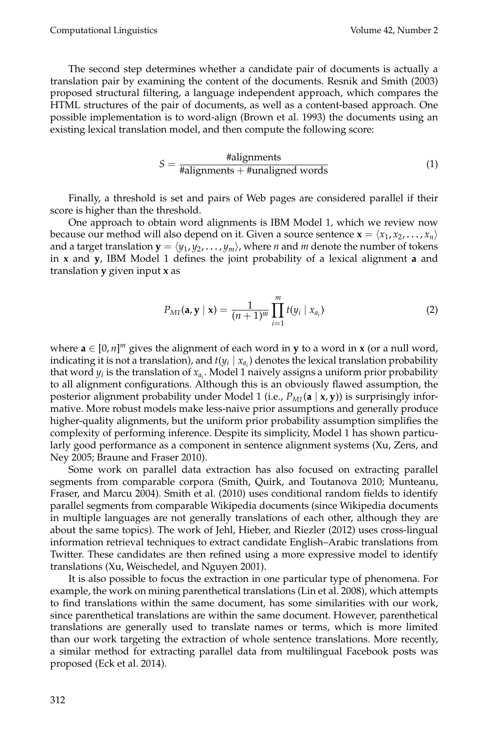The second step determines whether a candidate pair of documents is actually a translation pair by examining the content of the documents. Resnik and Smith (2003) proposed structural filtering, a language independent approach, which compares the HTML structures of the pair of documents, as well as a content-based approach. One possible implementation is to word-align (Brown et al. 1993) the documents using an existing lexical translation model, and then compute the following score:

$$S = \frac{\text{\#alignments}}{\text{\#alignments} + \text{\#unaligned words}} \tag{1}$$

Finally, a threshold is set and pairs of Web pages are considered parallel if their score is higher than the threshold.

One approach to obtain word alignments is IBM Model 1, which we review now because our method will also depend on it. Given a source sentence $\mathbf{x} = \langle x_1, x_2, \ldots, x_n \rangle$ and a target translation $\mathbf{y} = \langle y_1, y_2, \ldots, y_m \rangle$, where $n$ and $m$ denote the number of tokens in $\mathbf{x}$ and $\mathbf{y}$, IBM Model 1 defines the joint probability of a lexical alignment $\mathbf{a}$ and translation $\mathbf{y}$ given input $\mathbf{x}$ as

$$P_{M1}(\mathbf{a}, \mathbf{y} \mid \mathbf{x}) = \frac{1}{(n+1)^m} \prod_{i=1}^{m} t(y_i \mid x_{a_i}) \tag{2}$$

where $\mathbf{a} \in [0, n]^m$ gives the alignment of each word in $\mathbf{y}$ to a word in $\mathbf{x}$ (or a null word, indicating it is not a translation), and $t(y_i \mid x_{a_i})$ denotes the lexical translation probability that word $y_i$ is the translation of $x_{a_i}$. Model 1 naively assigns a uniform prior probability to all alignment configurations. Although this is an obviously flawed assumption, the posterior alignment probability under Model 1 (i.e., $P_{M1}(\mathbf{a} \mid \mathbf{x}, \mathbf{y})$) is surprisingly informative. More robust models make less-naive prior assumptions and generally produce higher-quality alignments, but the uniform prior probability assumption simplifies the complexity of performing inference. Despite its simplicity, Model 1 has shown particularly good performance as a component in sentence alignment systems (Xu, Zens, and Ney 2005; Braune and Fraser 2010).

Some work on parallel data extraction has also focused on extracting parallel segments from comparable corpora (Smith, Quirk, and Toutanova 2010; Munteanu, Fraser, and Marcu 2004). Smith et al. (2010) uses conditional random fields to identify parallel segments from comparable Wikipedia documents (since Wikipedia documents in multiple languages are not generally translations of each other, although they are about the same topics). The work of Jehl, Hieber, and Riezler (2012) uses cross-lingual information retrieval techniques to extract candidate English–Arabic translations from Twitter. These candidates are then refined using a more expressive model to identify translations (Xu, Weischedel, and Nguyen 2001).

It is also possible to focus the extraction in one particular type of phenomena. For example, the work on mining parenthetical translations (Lin et al. 2008), which attempts to find translations within the same document, has some similarities with our work, since parenthetical translations are within the same document. However, parenthetical translations are generally used to translate names or terms, which is more limited than our work targeting the extraction of whole sentence translations. More recently, a similar method for extracting parallel data from multilingual Facebook posts was proposed (Eck et al. 2014).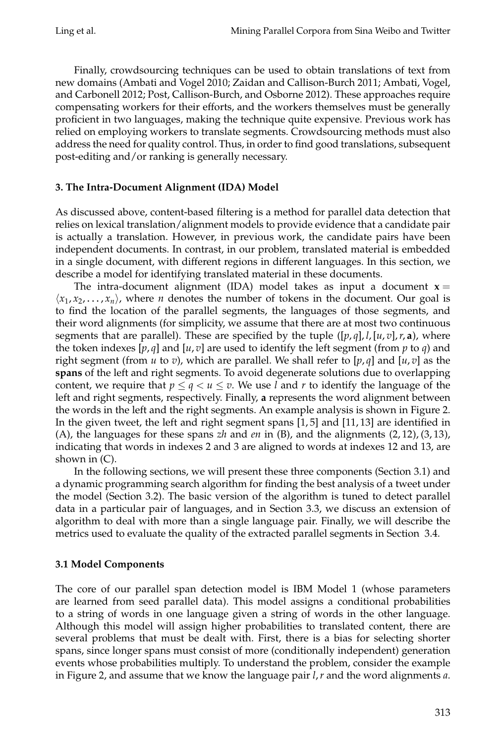Finally, crowdsourcing techniques can be used to obtain translations of text from new domains (Ambati and Vogel 2010; Zaidan and Callison-Burch 2011; Ambati, Vogel, and Carbonell 2012; Post, Callison-Burch, and Osborne 2012). These approaches require compensating workers for their efforts, and the workers themselves must be generally proficient in two languages, making the technique quite expensive. Previous work has relied on employing workers to translate segments. Crowdsourcing methods must also address the need for quality control. Thus, in order to find good translations, subsequent post-editing and/or ranking is generally necessary.

## 3. The Intra-Document Alignment (IDA) Model

As discussed above, content-based filtering is a method for parallel data detection that relies on lexical translation/alignment models to provide evidence that a candidate pair is actually a translation. However, in previous work, the candidate pairs have been independent documents. In contrast, in our problem, translated material is embedded in a single document, with different regions in different languages. In this section, we describe a model for identifying translated material in these documents.

The intra-document alignment (IDA) model takes as input a document $\mathbf{x} = \langle x_1, x_2, \ldots, x_n \rangle$, where $n$ denotes the number of tokens in the document. Our goal is to find the location of the parallel segments, the languages of those segments, and their word alignments (for simplicity, we assume that there are at most two continuous segments that are parallel). These are specified by the tuple $([p, q], l, [u, v], r, \mathbf{a})$, where the token indexes $[p, q]$ and $[u, v]$ are used to identify the left segment (from $p$ to $q$) and right segment (from $u$ to $v$), which are parallel. We shall refer to $[p, q]$ and $[u, v]$ as the **spans** of the left and right segments. To avoid degenerate solutions due to overlapping content, we require that $p \leq q < u \leq v$. We use $l$ and $r$ to identify the language of the left and right segments, respectively. Finally, $\mathbf{a}$ represents the word alignment between the words in the left and the right segments. An example analysis is shown in Figure 2. In the given tweet, the left and right segment spans $[1, 5]$ and $[11, 13]$ are identified in (A), the languages for these spans *zh* and *en* in (B), and the alignments $(2, 12), (3, 13)$, indicating that words in indexes 2 and 3 are aligned to words at indexes 12 and 13, are shown in (C).

In the following sections, we will present these three components (Section 3.1) and a dynamic programming search algorithm for finding the best analysis of a tweet under the model (Section 3.2). The basic version of the algorithm is tuned to detect parallel data in a particular pair of languages, and in Section 3.3, we discuss an extension of algorithm to deal with more than a single language pair. Finally, we will describe the metrics used to evaluate the quality of the extracted parallel segments in Section 3.4.

### 3.1 Model Components

The core of our parallel span detection model is IBM Model 1 (whose parameters are learned from seed parallel data). This model assigns a conditional probabilities to a string of words in one language given a string of words in the other language. Although this model will assign higher probabilities to translated content, there are several problems that must be dealt with. First, there is a bias for selecting shorter spans, since longer spans must consist of more (conditionally independent) generation events whose probabilities multiply. To understand the problem, consider the example in Figure 2, and assume that we know the language pair $l, r$ and the word alignments $a$.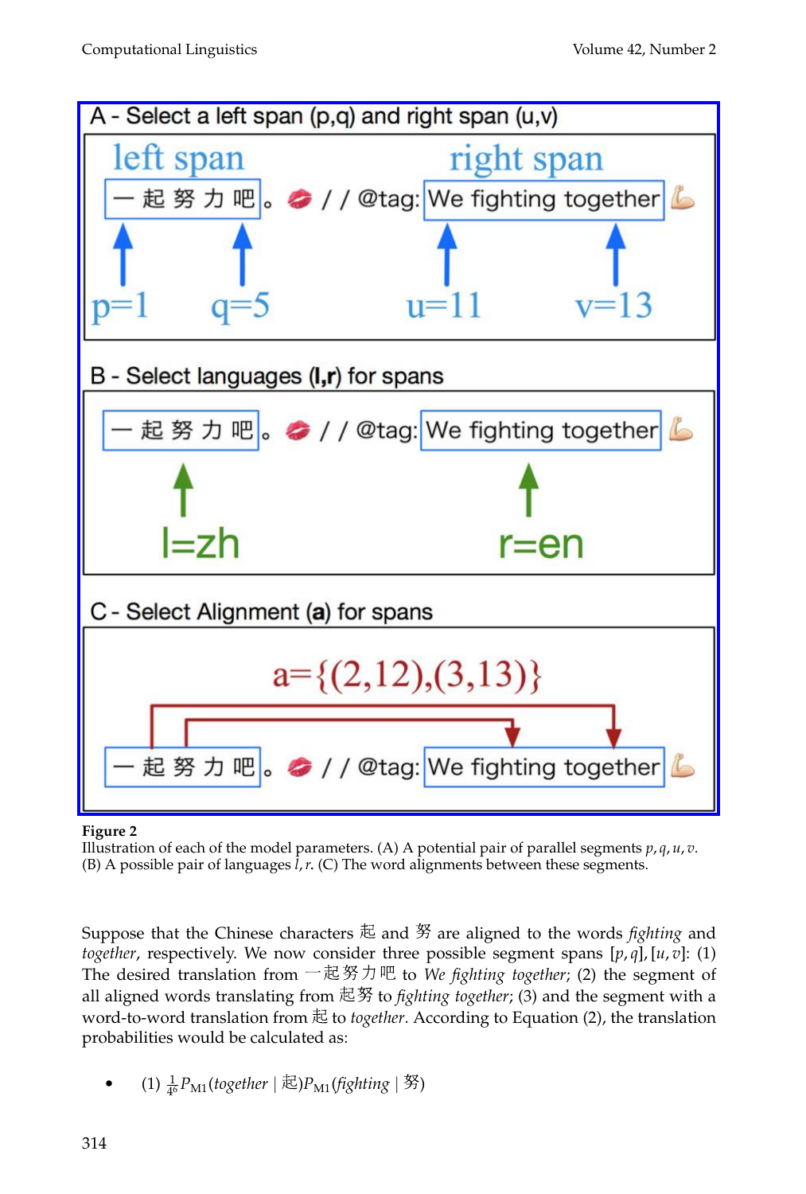**Figure 2**
Illustration of each of the model parameters. (A) A potential pair of parallel segments $p, q, u, v$. (B) A possible pair of languages $l, r$. (C) The word alignments between these segments.

Suppose that the Chinese characters 起 and 努 are aligned to the words *fighting* and *together*, respectively. We now consider three possible segment spans $[p, q], [u, v]$: (1) The desired translation from 一起努力吧 to *We fighting together*; (2) the segment of all aligned words translating from 起努 to *fighting together*; (3) and the segment with a word-to-word translation from 起 to *together*. According to Equation (2), the translation probabilities would be calculated as:

- (1) $\frac{1}{4^6} P_{\text{M1}}(\textit{together} \mid 起) P_{\text{M1}}(\textit{fighting} \mid 努)$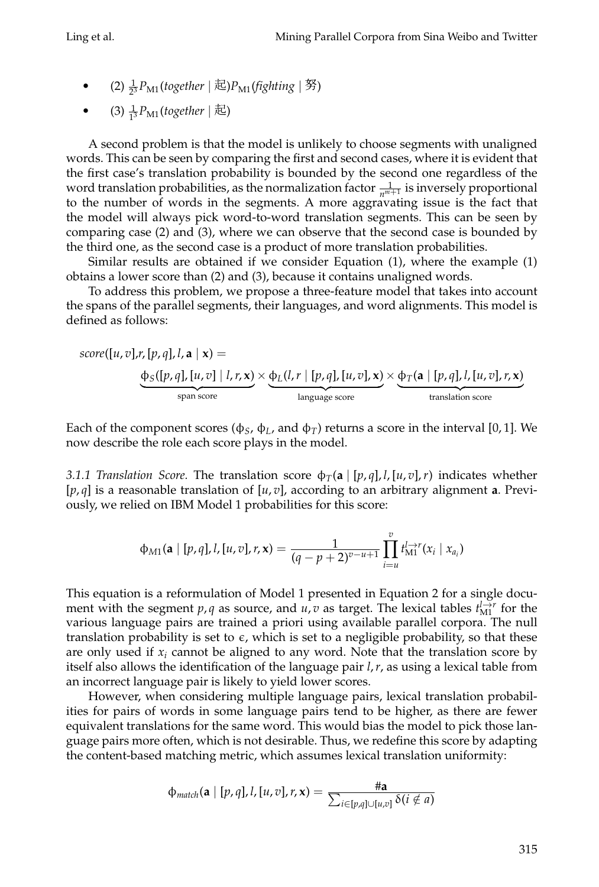- (2) $\frac{1}{2^3} P_{\mathrm{M1}}(\textit{together} \mid 起) P_{\mathrm{M1}}(\textit{fighting} \mid 努)$
- (3) $\frac{1}{1^3} P_{\mathrm{M1}}(\textit{together} \mid 起)$

A second problem is that the model is unlikely to choose segments with unaligned words. This can be seen by comparing the first and second cases, where it is evident that the first case's translation probability is bounded by the second one regardless of the word translation probabilities, as the normalization factor $\frac{1}{n^{m+1}}$ is inversely proportional to the number of words in the segments. A more aggravating issue is the fact that the model will always pick word-to-word translation segments. This can be seen by comparing case (2) and (3), where we can observe that the second case is bounded by the third one, as the second case is a product of more translation probabilities.

Similar results are obtained if we consider Equation (1), where the example (1) obtains a lower score than (2) and (3), because it contains unaligned words.

To address this problem, we propose a three-feature model that takes into account the spans of the parallel segments, their languages, and word alignments. This model is defined as follows:

$$
\begin{aligned}
&\mathit{score}([u,v], r, [p,q], l, \mathbf{a} \mid \mathbf{x}) = \\
&\qquad \underbrace{\phi_S([p,q],[u,v] \mid l, r, \mathbf{x})}_{\text{span score}} \times \underbrace{\phi_L(l, r \mid [p,q],[u,v],\mathbf{x})}_{\text{language score}} \times \underbrace{\phi_T(\mathbf{a} \mid [p,q], l, [u,v], r, \mathbf{x})}_{\text{translation score}}
\end{aligned}
$$

Each of the component scores ($\phi_S$, $\phi_L$, and $\phi_T$) returns a score in the interval $[0, 1]$. We now describe the role each score plays in the model.

*3.1.1 Translation Score.* The translation score $\phi_T(\mathbf{a} \mid [p,q], l, [u,v], r)$ indicates whether $[p,q]$ is a reasonable translation of $[u,v]$, according to an arbitrary alignment $\mathbf{a}$. Previously, we relied on IBM Model 1 probabilities for this score:

$$
\phi_{M1}(\mathbf{a} \mid [p,q], l, [u,v], r, \mathbf{x}) = \frac{1}{(q-p+2)^{v-u+1}} \prod_{i=u}^{v} t_{\mathrm{M1}}^{l \rightarrow r}(x_i \mid x_{a_i})
$$

This equation is a reformulation of Model 1 presented in Equation 2 for a single document with the segment $p, q$ as source, and $u, v$ as target. The lexical tables $t_{\mathrm{M1}}^{l \rightarrow r}$ for the various language pairs are trained a priori using available parallel corpora. The null translation probability is set to $\epsilon$, which is set to a negligible probability, so that these are only used if $x_i$ cannot be aligned to any word. Note that the translation score by itself also allows the identification of the language pair $l, r$, as using a lexical table from an incorrect language pair is likely to yield lower scores.

However, when considering multiple language pairs, lexical translation probabilities for pairs of words in some language pairs tend to be higher, as there are fewer equivalent translations for the same word. This would bias the model to pick those language pairs more often, which is not desirable. Thus, we redefine this score by adapting the content-based matching metric, which assumes lexical translation uniformity:

$$
\phi_{match}(\mathbf{a} \mid [p,q], l, [u,v], r, \mathbf{x}) = \frac{\#\mathbf{a}}{\sum_{i \in [p,q] \cup [u,v]} \delta(i \notin a)}
$$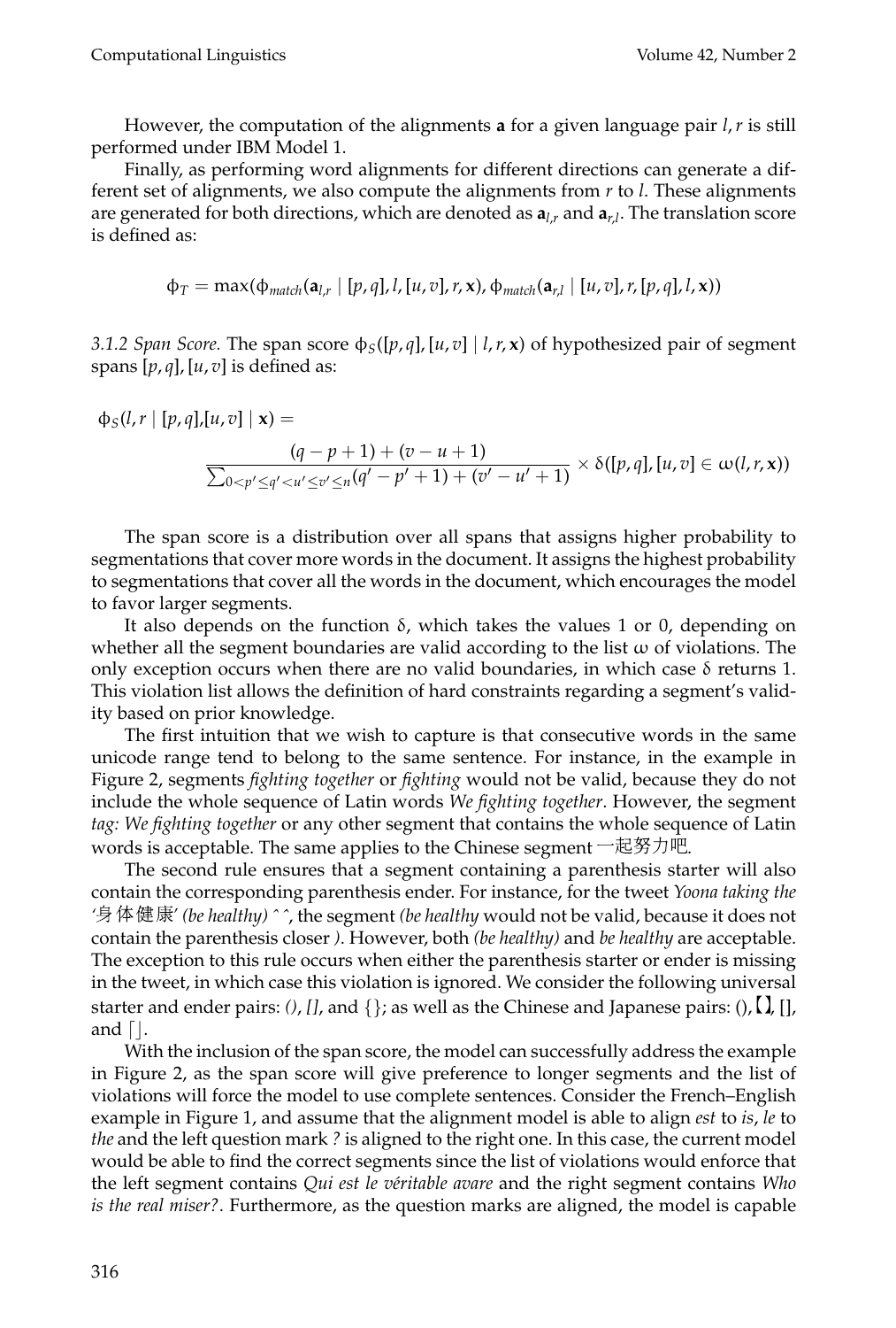However, the computation of the alignments $\mathbf{a}$ for a given language pair $l, r$ is still performed under IBM Model 1.

Finally, as performing word alignments for different directions can generate a different set of alignments, we also compute the alignments from $r$ to $l$. These alignments are generated for both directions, which are denoted as $\mathbf{a}_{l,r}$ and $\mathbf{a}_{r,l}$. The translation score is defined as:

$$\phi_T = \max(\phi_{match}(\mathbf{a}_{l,r} \mid [p,q], l, [u,v], r, \mathbf{x}), \phi_{match}(\mathbf{a}_{r,l} \mid [u,v], r, [p,q], l, \mathbf{x}))$$

*3.1.2 Span Score.* The span score $\phi_S([p,q],[u,v] \mid l, r, \mathbf{x})$ of hypothesized pair of segment spans $[p,q],[u,v]$ is defined as:

$$\phi_S(l, r \mid [p,q],[u,v] \mid \mathbf{x}) = \frac{(q-p+1)+(v-u+1)}{\sum_{0<p' \leq q' < u' \leq v' \leq n}(q'-p'+1)+(v'-u'+1)} \times \delta([p,q],[u,v] \in \omega(l,r,\mathbf{x}))$$

The span score is a distribution over all spans that assigns higher probability to segmentations that cover more words in the document. It assigns the highest probability to segmentations that cover all the words in the document, which encourages the model to favor larger segments.

It also depends on the function $\delta$, which takes the values 1 or 0, depending on whether all the segment boundaries are valid according to the list $\omega$ of violations. The only exception occurs when there are no valid boundaries, in which case $\delta$ returns 1. This violation list allows the definition of hard constraints regarding a segment's validity based on prior knowledge.

The first intuition that we wish to capture is that consecutive words in the same unicode range tend to belong to the same sentence. For instance, in the example in Figure 2, segments *fighting together* or *fighting* would not be valid, because they do not include the whole sequence of Latin words *We fighting together*. However, the segment *tag: We fighting together* or any other segment that contains the whole sequence of Latin words is acceptable. The same applies to the Chinese segment 一起努力吧.

The second rule ensures that a segment containing a parenthesis starter will also contain the corresponding parenthesis ender. For instance, for the tweet *Yoona taking the '身体健康' (be healthy) ^^*, the segment *(be healthy* would not be valid, because it does not contain the parenthesis closer *)*. However, both *(be healthy)* and *be healthy* are acceptable. The exception to this rule occurs when either the parenthesis starter or ender is missing in the tweet, in which case this violation is ignored. We consider the following universal starter and ender pairs: *()*, *[]*, and {}; as well as the Chinese and Japanese pairs: （）, 【】, ［］, and 「」.

With the inclusion of the span score, the model can successfully address the example in Figure 2, as the span score will give preference to longer segments and the list of violations will force the model to use complete sentences. Consider the French–English example in Figure 1, and assume that the alignment model is able to align *est* to *is*, *le* to *the* and the left question mark *?* is aligned to the right one. In this case, the current model would be able to find the correct segments since the list of violations would enforce that the left segment contains *Qui est le véritable avare* and the right segment contains *Who is the real miser?*. Furthermore, as the question marks are aligned, the model is capable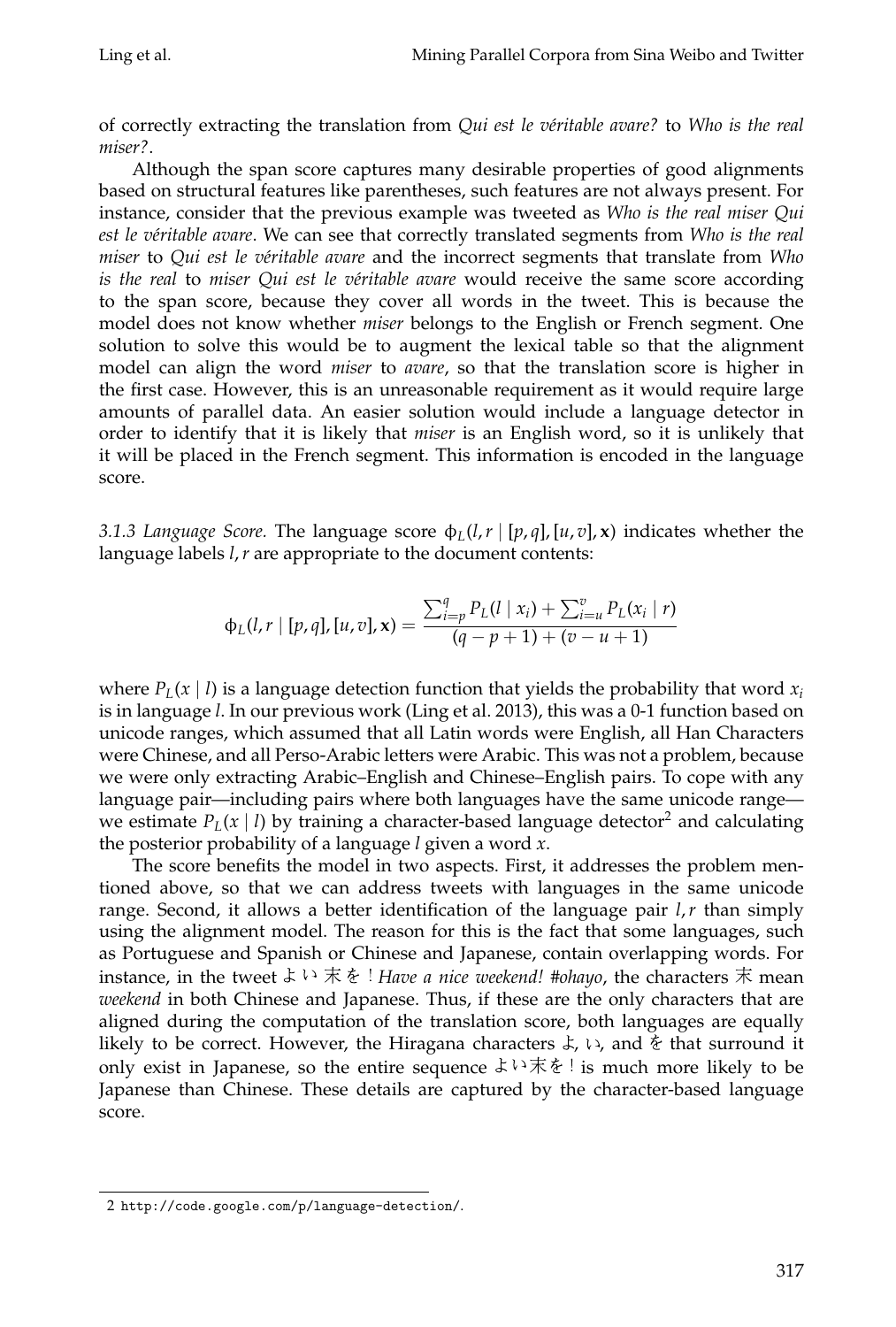of correctly extracting the translation from *Qui est le véritable avare?* to *Who is the real miser?*.

Although the span score captures many desirable properties of good alignments based on structural features like parentheses, such features are not always present. For instance, consider that the previous example was tweeted as *Who is the real miser Qui est le véritable avare*. We can see that correctly translated segments from *Who is the real miser* to *Qui est le véritable avare* and the incorrect segments that translate from *Who is the real* to *miser Qui est le véritable avare* would receive the same score according to the span score, because they cover all words in the tweet. This is because the model does not know whether *miser* belongs to the English or French segment. One solution to solve this would be to augment the lexical table so that the alignment model can align the word *miser* to *avare*, so that the translation score is higher in the first case. However, this is an unreasonable requirement as it would require large amounts of parallel data. An easier solution would include a language detector in order to identify that it is likely that *miser* is an English word, so it is unlikely that it will be placed in the French segment. This information is encoded in the language score.

*3.1.3 Language Score.* The language score $\phi_L(l, r \mid [p, q], [u, v], \mathbf{x})$ indicates whether the language labels $l, r$ are appropriate to the document contents:

$$\phi_L(l, r \mid [p, q], [u, v], \mathbf{x}) = \frac{\sum_{i=p}^{q} P_L(l \mid x_i) + \sum_{i=u}^{v} P_L(x_i \mid r)}{(q - p + 1) + (v - u + 1)}$$

where $P_L(x \mid l)$ is a language detection function that yields the probability that word $x_i$ is in language $l$. In our previous work (Ling et al. 2013), this was a 0-1 function based on unicode ranges, which assumed that all Latin words were English, all Han Characters were Chinese, and all Perso-Arabic letters were Arabic. This was not a problem, because we were only extracting Arabic–English and Chinese–English pairs. To cope with any language pair—including pairs where both languages have the same unicode range—we estimate $P_L(x \mid l)$ by training a character-based language detector[2] and calculating the posterior probability of a language $l$ given a word $x$.

The score benefits the model in two aspects. First, it addresses the problem mentioned above, so that we can address tweets with languages in the same unicode range. Second, it allows a better identification of the language pair $l, r$ than simply using the alignment model. The reason for this is the fact that some languages, such as Portuguese and Spanish or Chinese and Japanese, contain overlapping words. For instance, in the tweet よい末を！*Have a nice weekend! #ohayo*, the characters 末 mean *weekend* in both Chinese and Japanese. Thus, if these are the only characters that are aligned during the computation of the translation score, both languages are equally likely to be correct. However, the Hiragana characters よ, い, and を that surround it only exist in Japanese, so the entire sequence よい末を！is much more likely to be Japanese than Chinese. These details are captured by the character-based language score.

---

2 http://code.google.com/p/language-detection/.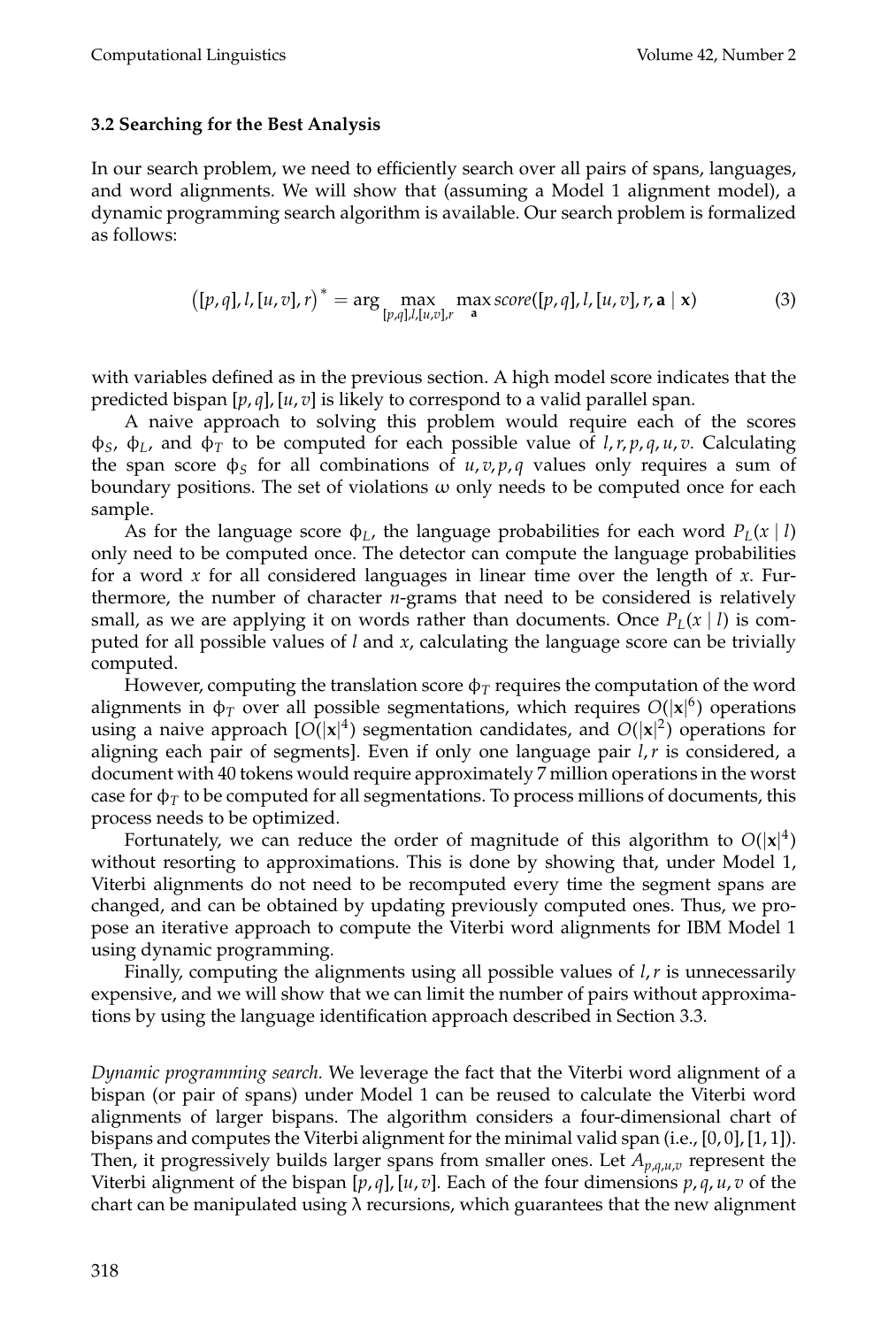### 3.2 Searching for the Best Analysis

In our search problem, we need to efficiently search over all pairs of spans, languages, and word alignments. We will show that (assuming a Model 1 alignment model), a dynamic programming search algorithm is available. Our search problem is formalized as follows:

$$\big([p,q],l,[u,v],r\big)^* = \arg\max_{[p,q],l,[u,v],r} \max_{\mathbf{a}} score([p,q],l,[u,v],r,\mathbf{a} \mid \mathbf{x}) \tag{3}$$

with variables defined as in the previous section. A high model score indicates that the predicted bispan $[p,q],[u,v]$ is likely to correspond to a valid parallel span.

A naive approach to solving this problem would require each of the scores $\phi_S$, $\phi_L$, and $\phi_T$ to be computed for each possible value of $l,r,p,q,u,v$. Calculating the span score $\phi_S$ for all combinations of $u,v,p,q$ values only requires a sum of boundary positions. The set of violations $\omega$ only needs to be computed once for each sample.

As for the language score $\phi_L$, the language probabilities for each word $P_L(x \mid l)$ only need to be computed once. The detector can compute the language probabilities for a word $x$ for all considered languages in linear time over the length of $x$. Furthermore, the number of character $n$-grams that need to be considered is relatively small, as we are applying it on words rather than documents. Once $P_L(x \mid l)$ is computed for all possible values of $l$ and $x$, calculating the language score can be trivially computed.

However, computing the translation score $\phi_T$ requires the computation of the word alignments in $\phi_T$ over all possible segmentations, which requires $O(|\mathbf{x}|^6)$ operations using a naive approach [$O(|\mathbf{x}|^4)$ segmentation candidates, and $O(|\mathbf{x}|^2)$ operations for aligning each pair of segments]. Even if only one language pair $l,r$ is considered, a document with 40 tokens would require approximately 7 million operations in the worst case for $\phi_T$ to be computed for all segmentations. To process millions of documents, this process needs to be optimized.

Fortunately, we can reduce the order of magnitude of this algorithm to $O(|\mathbf{x}|^4)$ without resorting to approximations. This is done by showing that, under Model 1, Viterbi alignments do not need to be recomputed every time the segment spans are changed, and can be obtained by updating previously computed ones. Thus, we propose an iterative approach to compute the Viterbi word alignments for IBM Model 1 using dynamic programming.

Finally, computing the alignments using all possible values of $l,r$ is unnecessarily expensive, and we will show that we can limit the number of pairs without approximations by using the language identification approach described in Section 3.3.

*Dynamic programming search.* We leverage the fact that the Viterbi word alignment of a bispan (or pair of spans) under Model 1 can be reused to calculate the Viterbi word alignments of larger bispans. The algorithm considers a four-dimensional chart of bispans and computes the Viterbi alignment for the minimal valid span (i.e., $[0,0],[1,1]$). Then, it progressively builds larger spans from smaller ones. Let $A_{p,q,u,v}$ represent the Viterbi alignment of the bispan $[p,q],[u,v]$. Each of the four dimensions $p,q,u,v$ of the chart can be manipulated using $\lambda$ recursions, which guarantees that the new alignment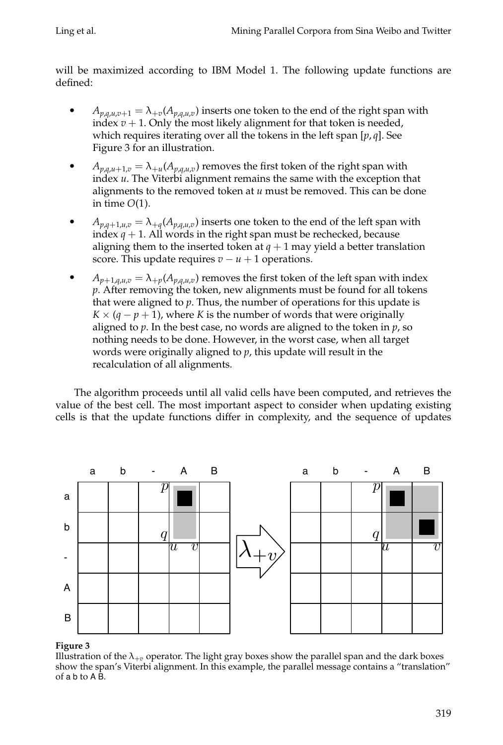will be maximized according to IBM Model 1. The following update functions are defined:

- $A_{p,q,u,v+1} = \lambda_{+v}(A_{p,q,u,v})$ inserts one token to the end of the right span with index $v+1$. Only the most likely alignment for that token is needed, which requires iterating over all the tokens in the left span $[p, q]$. See Figure 3 for an illustration.
- $A_{p,q,u+1,v} = \lambda_{+u}(A_{p,q,u,v})$ removes the first token of the right span with index $u$. The Viterbi alignment remains the same with the exception that alignments to the removed token at $u$ must be removed. This can be done in time $O(1)$.
- $A_{p,q+1,u,v} = \lambda_{+q}(A_{p,q,u,v})$ inserts one token to the end of the left span with index $q+1$. All words in the right span must be rechecked, because aligning them to the inserted token at $q+1$ may yield a better translation score. This update requires $v - u + 1$ operations.
- $A_{p+1,q,u,v} = \lambda_{+p}(A_{p,q,u,v})$ removes the first token of the left span with index $p$. After removing the token, new alignments must be found for all tokens that were aligned to $p$. Thus, the number of operations for this update is $K \times (q - p + 1)$, where $K$ is the number of words that were originally aligned to $p$. In the best case, no words are aligned to the token in $p$, so nothing needs to be done. However, in the worst case, when all target words were originally aligned to $p$, this update will result in the recalculation of all alignments.

The algorithm proceeds until all valid cells have been computed, and retrieves the value of the best cell. The most important aspect to consider when updating existing cells is that the update functions differ in complexity, and the sequence of updates

**Figure 3**
Illustration of the $\lambda_{+v}$ operator. The light gray boxes show the parallel span and the dark boxes show the span's Viterbi alignment. In this example, the parallel message contains a "translation" of a b to A B.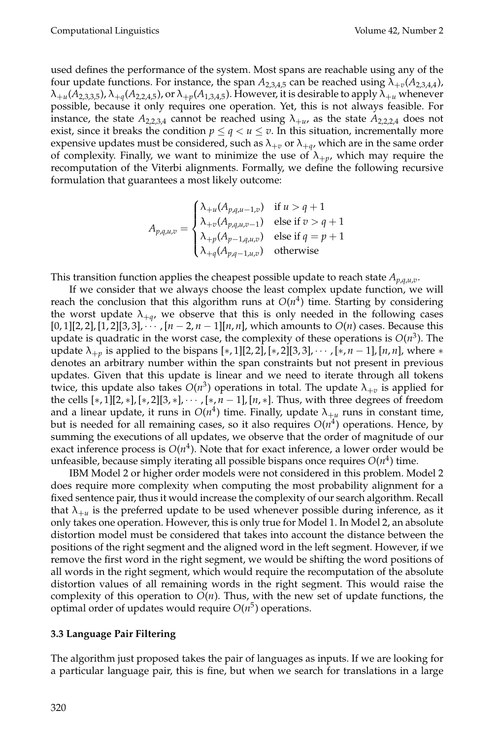used defines the performance of the system. Most spans are reachable using any of the four update functions. For instance, the span $A_{2,3,4,5}$ can be reached using $\lambda_{+v}(A_{2,3,4,4})$, $\lambda_{+u}(A_{2,3,3,5})$, $\lambda_{+q}(A_{2,2,4,5})$, or $\lambda_{+p}(A_{1,3,4,5})$. However, it is desirable to apply $\lambda_{+u}$ whenever possible, because it only requires one operation. Yet, this is not always feasible. For instance, the state $A_{2,2,3,4}$ cannot be reached using $\lambda_{+u}$, as the state $A_{2,2,2,4}$ does not exist, since it breaks the condition $p \leq q < u \leq v$. In this situation, incrementally more expensive updates must be considered, such as $\lambda_{+v}$ or $\lambda_{+q}$, which are in the same order of complexity. Finally, we want to minimize the use of $\lambda_{+p}$, which may require the recomputation of the Viterbi alignments. Formally, we define the following recursive formulation that guarantees a most likely outcome:

$$A_{p,q,u,v} = \begin{cases} \lambda_{+u}(A_{p,q,u-1,v}) & \text{if } u > q+1 \\ \lambda_{+v}(A_{p,q,u,v-1}) & \text{else if } v > q+1 \\ \lambda_{+p}(A_{p-1,q,u,v}) & \text{else if } q = p+1 \\ \lambda_{+q}(A_{p,q-1,u,v}) & \text{otherwise} \end{cases}$$

This transition function applies the cheapest possible update to reach state $A_{p,q,u,v}$.

If we consider that we always choose the least complex update function, we will reach the conclusion that this algorithm runs at $O(n^4)$ time. Starting by considering the worst update $\lambda_{+q}$, we observe that this is only needed in the following cases $[0,1][2,2], [1,2][3,3], \cdots, [n-2, n-1][n,n]$, which amounts to $O(n)$ cases. Because this update is quadratic in the worst case, the complexity of these operations is $O(n^3)$. The update $\lambda_{+p}$ is applied to the bispans $[*,1][2,2], [*,2][3,3], \cdots, [*, n-1], [n,n]$, where $*$ denotes an arbitrary number within the span constraints but not present in previous updates. Given that this update is linear and we need to iterate through all tokens twice, this update also takes $O(n^3)$ operations in total. The update $\lambda_{+v}$ is applied for the cells $[*,1][2,*], [*,2][3,*], \cdots, [*, n-1], [n,*]$. Thus, with three degrees of freedom and a linear update, it runs in $O(n^4)$ time. Finally, update $\lambda_{+u}$ runs in constant time, but is needed for all remaining cases, so it also requires $O(n^4)$ operations. Hence, by summing the executions of all updates, we observe that the order of magnitude of our exact inference process is $O(n^4)$. Note that for exact inference, a lower order would be unfeasible, because simply iterating all possible bispans once requires $O(n^4)$ time.

IBM Model 2 or higher order models were not considered in this problem. Model 2 does require more complexity when computing the most probability alignment for a fixed sentence pair, thus it would increase the complexity of our search algorithm. Recall that $\lambda_{+u}$ is the preferred update to be used whenever possible during inference, as it only takes one operation. However, this is only true for Model 1. In Model 2, an absolute distortion model must be considered that takes into account the distance between the positions of the right segment and the aligned word in the left segment. However, if we remove the first word in the right segment, we would be shifting the word positions of all words in the right segment, which would require the recomputation of the absolute distortion values of all remaining words in the right segment. This would raise the complexity of this operation to $O(n)$. Thus, with the new set of update functions, the optimal order of updates would require $O(n^5)$ operations.

### 3.3 Language Pair Filtering

The algorithm just proposed takes the pair of languages as inputs. If we are looking for a particular language pair, this is fine, but when we search for translations in a large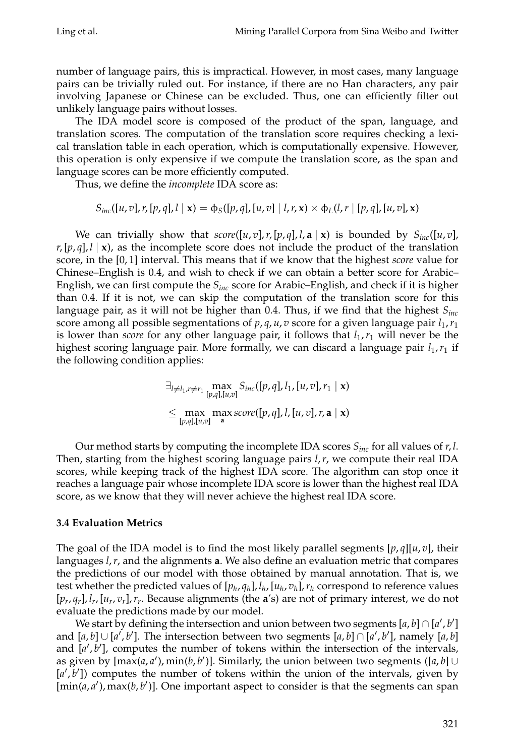number of language pairs, this is impractical. However, in most cases, many language pairs can be trivially ruled out. For instance, if there are no Han characters, any pair involving Japanese or Chinese can be excluded. Thus, one can efficiently filter out unlikely language pairs without losses.

The IDA model score is composed of the product of the span, language, and translation scores. The computation of the translation score requires checking a lexical translation table in each operation, which is computationally expensive. However, this operation is only expensive if we compute the translation score, as the span and language scores can be more efficiently computed.

Thus, we define the *incomplete* IDA score as:

$$S_{inc}([u,v], r, [p,q], l \mid \mathbf{x}) = \phi_S([p,q],[u,v] \mid l, r, \mathbf{x}) \times \phi_L(l, r \mid [p,q],[u,v], \mathbf{x})$$

We can trivially show that $score([u,v], r, [p,q], l, \mathbf{a} \mid \mathbf{x})$ is bounded by $S_{inc}([u,v], r, [p,q], l \mid \mathbf{x})$, as the incomplete score does not include the product of the translation score, in the $[0,1]$ interval. This means that if we know that the highest *score* value for Chinese–English is 0.4, and wish to check if we can obtain a better score for Arabic–English, we can first compute the $S_{inc}$ score for Arabic–English, and check if it is higher than 0.4. If it is not, we can skip the computation of the translation score for this language pair, as it will not be higher than 0.4. Thus, if we find that the highest $S_{inc}$ score among all possible segmentations of $p, q, u, v$ score for a given language pair $l_1, r_1$ is lower than *score* for any other language pair, it follows that $l_1, r_1$ will never be the highest scoring language pair. More formally, we can discard a language pair $l_1, r_1$ if the following condition applies:

$$\exists_{l \neq l_1, r \neq r_1} \max_{[p,q],[u,v]} S_{inc}([p,q], l_1, [u,v], r_1 \mid \mathbf{x})$$
$$\leq \max_{[p,q],[u,v]} \max_{\mathbf{a}} score([p,q], l, [u,v], r, \mathbf{a} \mid \mathbf{x})$$

Our method starts by computing the incomplete IDA scores $S_{inc}$ for all values of $r, l$. Then, starting from the highest scoring language pairs $l, r$, we compute their real IDA scores, while keeping track of the highest IDA score. The algorithm can stop once it reaches a language pair whose incomplete IDA score is lower than the highest real IDA score, as we know that they will never achieve the highest real IDA score.

### 3.4 Evaluation Metrics

The goal of the IDA model is to find the most likely parallel segments $[p,q][u,v]$, their languages $l, r$, and the alignments $\mathbf{a}$. We also define an evaluation metric that compares the predictions of our model with those obtained by manual annotation. That is, we test whether the predicted values of $[p_h, q_h], l_h, [u_h, v_h], r_h$ correspond to reference values $[p_r, q_r], l_r, [u_r, v_r], r_r$. Because alignments (the $\mathbf{a}$'s) are not of primary interest, we do not evaluate the predictions made by our model.

We start by defining the intersection and union between two segments $[a,b] \cap [a',b']$ and $[a,b] \cup [a',b']$. The intersection between two segments $[a,b] \cap [a',b']$, namely $[a,b]$ and $[a',b']$, computes the number of tokens within the intersection of the intervals, as given by $[\max(a,a'), \min(b,b')]$. Similarly, the union between two segments ($[a,b] \cup [a',b']$) computes the number of tokens within the union of the intervals, given by $[\min(a,a'), \max(b,b')]$. One important aspect to consider is that the segments can span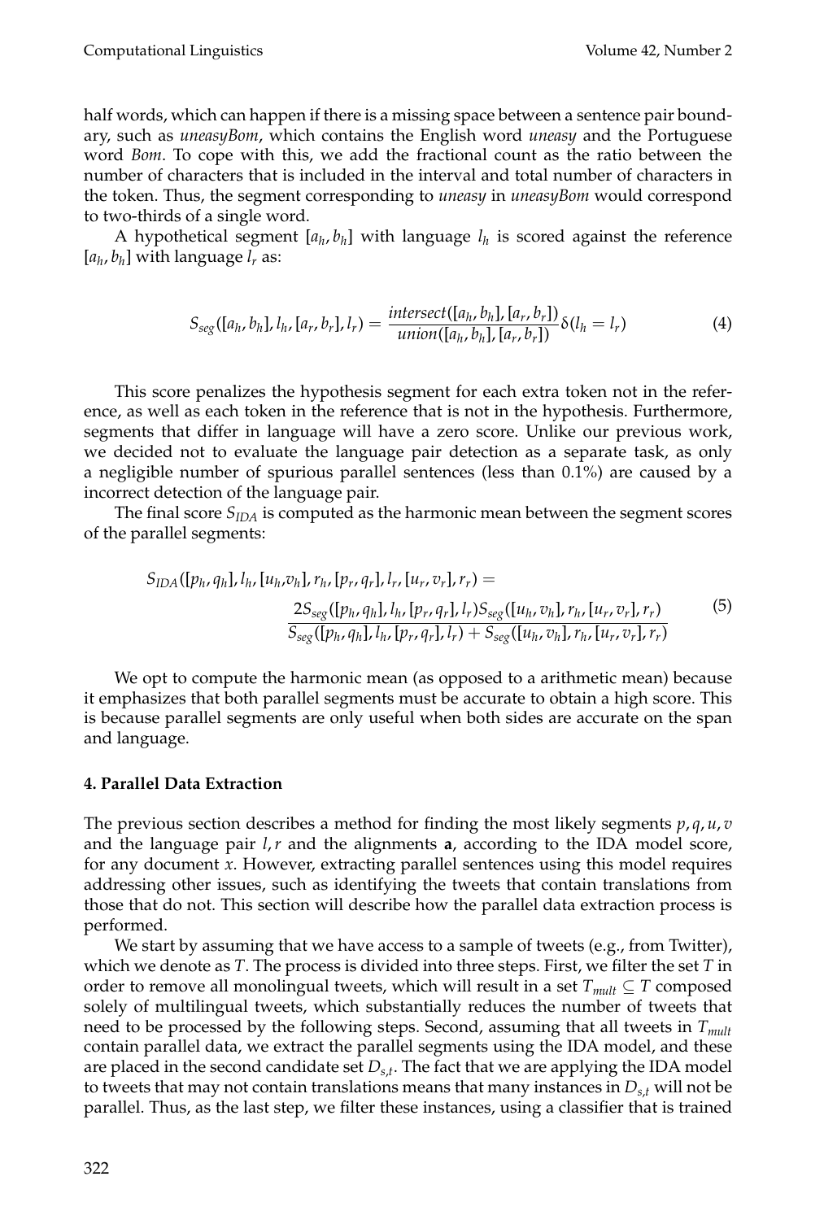half words, which can happen if there is a missing space between a sentence pair boundary, such as *uneasyBom*, which contains the English word *uneasy* and the Portuguese word *Bom*. To cope with this, we add the fractional count as the ratio between the number of characters that is included in the interval and total number of characters in the token. Thus, the segment corresponding to *uneasy* in *uneasyBom* would correspond to two-thirds of a single word.

A hypothetical segment $[a_h, b_h]$ with language $l_h$ is scored against the reference $[a_h, b_h]$ with language $l_r$ as:

$$S_{seg}([a_h, b_h], l_h, [a_r, b_r], l_r) = \frac{intersect([a_h, b_h], [a_r, b_r])}{union([a_h, b_h], [a_r, b_r])} \delta(l_h = l_r) \tag{4}$$

This score penalizes the hypothesis segment for each extra token not in the reference, as well as each token in the reference that is not in the hypothesis. Furthermore, segments that differ in language will have a zero score. Unlike our previous work, we decided not to evaluate the language pair detection as a separate task, as only a negligible number of spurious parallel sentences (less than 0.1%) are caused by a incorrect detection of the language pair.

The final score $S_{IDA}$ is computed as the harmonic mean between the segment scores of the parallel segments:

$$\begin{aligned} S_{IDA}([p_h, q_h], l_h, [u_h, v_h], r_h, [p_r, q_r], l_r, [u_r, v_r], r_r) = \\ \frac{2 S_{seg}([p_h, q_h], l_h, [p_r, q_r], l_r) S_{seg}([u_h, v_h], r_h, [u_r, v_r], r_r)}{S_{seg}([p_h, q_h], l_h, [p_r, q_r], l_r) + S_{seg}([u_h, v_h], r_h, [u_r, v_r], r_r)} \end{aligned} \tag{5}$$

We opt to compute the harmonic mean (as opposed to a arithmetic mean) because it emphasizes that both parallel segments must be accurate to obtain a high score. This is because parallel segments are only useful when both sides are accurate on the span and language.

## 4. Parallel Data Extraction

The previous section describes a method for finding the most likely segments $p, q, u, v$ and the language pair $l, r$ and the alignments $\mathbf{a}$, according to the IDA model score, for any document $x$. However, extracting parallel sentences using this model requires addressing other issues, such as identifying the tweets that contain translations from those that do not. This section will describe how the parallel data extraction process is performed.

We start by assuming that we have access to a sample of tweets (e.g., from Twitter), which we denote as $T$. The process is divided into three steps. First, we filter the set $T$ in order to remove all monolingual tweets, which will result in a set $T_{mult} \subseteq T$ composed solely of multilingual tweets, which substantially reduces the number of tweets that need to be processed by the following steps. Second, assuming that all tweets in $T_{mult}$ contain parallel data, we extract the parallel segments using the IDA model, and these are placed in the second candidate set $D_{s,t}$. The fact that we are applying the IDA model to tweets that may not contain translations means that many instances in $D_{s,t}$ will not be parallel. Thus, as the last step, we filter these instances, using a classifier that is trained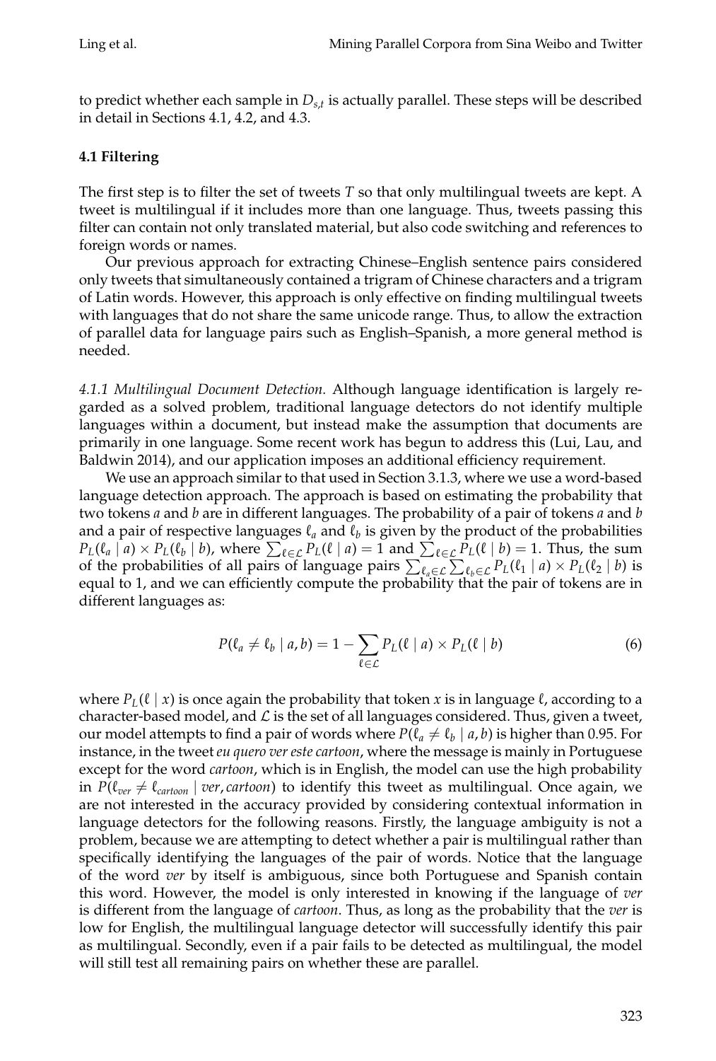to predict whether each sample in $D_{s,t}$ is actually parallel. These steps will be described in detail in Sections 4.1, 4.2, and 4.3.

### 4.1 Filtering

The first step is to filter the set of tweets $T$ so that only multilingual tweets are kept. A tweet is multilingual if it includes more than one language. Thus, tweets passing this filter can contain not only translated material, but also code switching and references to foreign words or names.

Our previous approach for extracting Chinese–English sentence pairs considered only tweets that simultaneously contained a trigram of Chinese characters and a trigram of Latin words. However, this approach is only effective on finding multilingual tweets with languages that do not share the same unicode range. Thus, to allow the extraction of parallel data for language pairs such as English–Spanish, a more general method is needed.

*4.1.1 Multilingual Document Detection.* Although language identification is largely regarded as a solved problem, traditional language detectors do not identify multiple languages within a document, but instead make the assumption that documents are primarily in one language. Some recent work has begun to address this (Lui, Lau, and Baldwin 2014), and our application imposes an additional efficiency requirement.

We use an approach similar to that used in Section 3.1.3, where we use a word-based language detection approach. The approach is based on estimating the probability that two tokens $a$ and $b$ are in different languages. The probability of a pair of tokens $a$ and $b$ and a pair of respective languages $\ell_a$ and $\ell_b$ is given by the product of the probabilities $P_L(\ell_a \mid a) \times P_L(\ell_b \mid b)$, where $\sum_{\ell \in \mathcal{L}} P_L(\ell \mid a) = 1$ and $\sum_{\ell \in \mathcal{L}} P_L(\ell \mid b) = 1$. Thus, the sum of the probabilities of all pairs of language pairs $\sum_{\ell_a \in \mathcal{L}} \sum_{\ell_b \in \mathcal{L}} P_L(\ell_1 \mid a) \times P_L(\ell_2 \mid b)$ is equal to 1, and we can efficiently compute the probability that the pair of tokens are in different languages as:

$$P(\ell_a \neq \ell_b \mid a, b) = 1 - \sum_{\ell \in \mathcal{L}} P_L(\ell \mid a) \times P_L(\ell \mid b) \tag{6}$$

where $P_L(\ell \mid x)$ is once again the probability that token $x$ is in language $\ell$, according to a character-based model, and $\mathcal{L}$ is the set of all languages considered. Thus, given a tweet, our model attempts to find a pair of words where $P(\ell_a \neq \ell_b \mid a, b)$ is higher than 0.95. For instance, in the tweet *eu quero ver este cartoon*, where the message is mainly in Portuguese except for the word *cartoon*, which is in English, the model can use the high probability in $P(\ell_{ver} \neq \ell_{cartoon} \mid ver, cartoon)$ to identify this tweet as multilingual. Once again, we are not interested in the accuracy provided by considering contextual information in language detectors for the following reasons. Firstly, the language ambiguity is not a problem, because we are attempting to detect whether a pair is multilingual rather than specifically identifying the languages of the pair of words. Notice that the language of the word *ver* by itself is ambiguous, since both Portuguese and Spanish contain this word. However, the model is only interested in knowing if the language of *ver* is different from the language of *cartoon*. Thus, as long as the probability that the *ver* is low for English, the multilingual language detector will successfully identify this pair as multilingual. Secondly, even if a pair fails to be detected as multilingual, the model will still test all remaining pairs on whether these are parallel.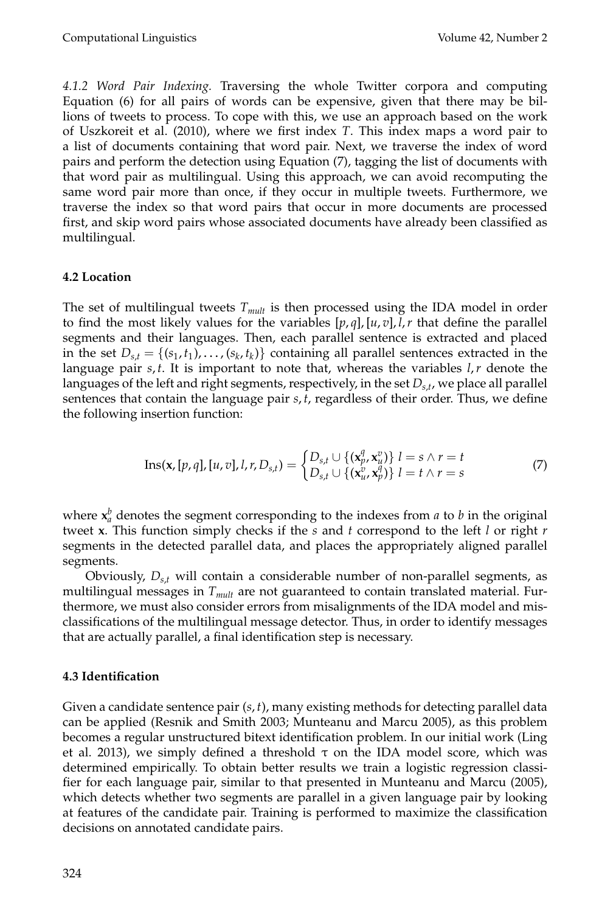*4.1.2 Word Pair Indexing.* Traversing the whole Twitter corpora and computing Equation (6) for all pairs of words can be expensive, given that there may be billions of tweets to process. To cope with this, we use an approach based on the work of Uszkoreit et al. (2010), where we first index $T$. This index maps a word pair to a list of documents containing that word pair. Next, we traverse the index of word pairs and perform the detection using Equation (7), tagging the list of documents with that word pair as multilingual. Using this approach, we can avoid recomputing the same word pair more than once, if they occur in multiple tweets. Furthermore, we traverse the index so that word pairs that occur in more documents are processed first, and skip word pairs whose associated documents have already been classified as multilingual.

### 4.2 Location

The set of multilingual tweets $T_{mult}$ is then processed using the IDA model in order to find the most likely values for the variables $[p, q], [u, v], l, r$ that define the parallel segments and their languages. Then, each parallel sentence is extracted and placed in the set $D_{s,t} = \{(s_1, t_1), \ldots, (s_k, t_k)\}$ containing all parallel sentences extracted in the language pair $s, t$. It is important to note that, whereas the variables $l, r$ denote the languages of the left and right segments, respectively, in the set $D_{s,t}$, we place all parallel sentences that contain the language pair $s, t$, regardless of their order. Thus, we define the following insertion function:

$$\text{Ins}(\mathbf{x}, [p, q], [u, v], l, r, D_{s,t}) = \begin{cases} D_{s,t} \cup \{(\mathbf{x}_p^q, \mathbf{x}_u^v)\} & l = s \wedge r = t \\ D_{s,t} \cup \{(\mathbf{x}_u^v, \mathbf{x}_p^q)\} & l = t \wedge r = s \end{cases} \tag{7}$$

where $\mathbf{x}_a^b$ denotes the segment corresponding to the indexes from $a$ to $b$ in the original tweet $\mathbf{x}$. This function simply checks if the $s$ and $t$ correspond to the left $l$ or right $r$ segments in the detected parallel data, and places the appropriately aligned parallel segments.

Obviously, $D_{s,t}$ will contain a considerable number of non-parallel segments, as multilingual messages in $T_{mult}$ are not guaranteed to contain translated material. Furthermore, we must also consider errors from misalignments of the IDA model and misclassifications of the multilingual message detector. Thus, in order to identify messages that are actually parallel, a final identification step is necessary.

### 4.3 Identification

Given a candidate sentence pair $(s, t)$, many existing methods for detecting parallel data can be applied (Resnik and Smith 2003; Munteanu and Marcu 2005), as this problem becomes a regular unstructured bitext identification problem. In our initial work (Ling et al. 2013), we simply defined a threshold $\tau$ on the IDA model score, which was determined empirically. To obtain better results we train a logistic regression classifier for each language pair, similar to that presented in Munteanu and Marcu (2005), which detects whether two segments are parallel in a given language pair by looking at features of the candidate pair. Training is performed to maximize the classification decisions on annotated candidate pairs.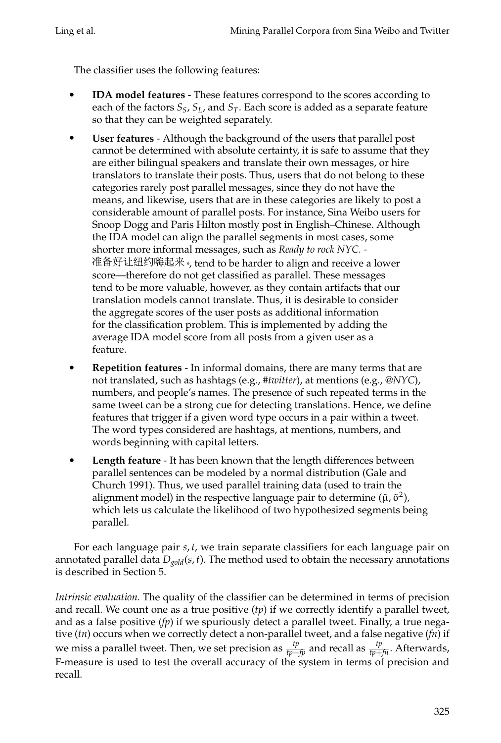The classifier uses the following features:

- **IDA model features** - These features correspond to the scores according to each of the factors $S_S$, $S_L$, and $S_T$. Each score is added as a separate feature so that they can be weighted separately.
- **User features** - Although the background of the users that parallel post cannot be determined with absolute certainty, it is safe to assume that they are either bilingual speakers and translate their own messages, or hire translators to translate their posts. Thus, users that do not belong to these categories rarely post parallel messages, since they do not have the means, and likewise, users that are in these categories are likely to post a considerable amount of parallel posts. For instance, Sina Weibo users for Snoop Dogg and Paris Hilton mostly post in English–Chinese. Although the IDA model can align the parallel segments in most cases, some shorter more informal messages, such as *Ready to rock NYC. - 准备好让纽约嗨起来。*, tend to be harder to align and receive a lower score—therefore do not get classified as parallel. These messages tend to be more valuable, however, as they contain artifacts that our translation models cannot translate. Thus, it is desirable to consider the aggregate scores of the user posts as additional information for the classification problem. This is implemented by adding the average IDA model score from all posts from a given user as a feature.
- **Repetition features** - In informal domains, there are many terms that are not translated, such as hashtags (e.g., *#twitter*), at mentions (e.g., *@NYC*), numbers, and people's names. The presence of such repeated terms in the same tweet can be a strong cue for detecting translations. Hence, we define features that trigger if a given word type occurs in a pair within a tweet. The word types considered are hashtags, at mentions, numbers, and words beginning with capital letters.
- **Length feature** - It has been known that the length differences between parallel sentences can be modeled by a normal distribution (Gale and Church 1991). Thus, we used parallel training data (used to train the alignment model) in the respective language pair to determine $(\tilde{\mu}, \tilde{\sigma}^2)$, which lets us calculate the likelihood of two hypothesized segments being parallel.

For each language pair $s, t$, we train separate classifiers for each language pair on annotated parallel data $D_{gold}(s, t)$. The method used to obtain the necessary annotations is described in Section 5.

*Intrinsic evaluation.* The quality of the classifier can be determined in terms of precision and recall. We count one as a true positive (*tp*) if we correctly identify a parallel tweet, and as a false positive (*fp*) if we spuriously detect a parallel tweet. Finally, a true negative (*tn*) occurs when we correctly detect a non-parallel tweet, and a false negative (*fn*) if we miss a parallel tweet. Then, we set precision as $\frac{tp}{tp+fp}$ and recall as $\frac{tp}{tp+fn}$. Afterwards, F-measure is used to test the overall accuracy of the system in terms of precision and recall.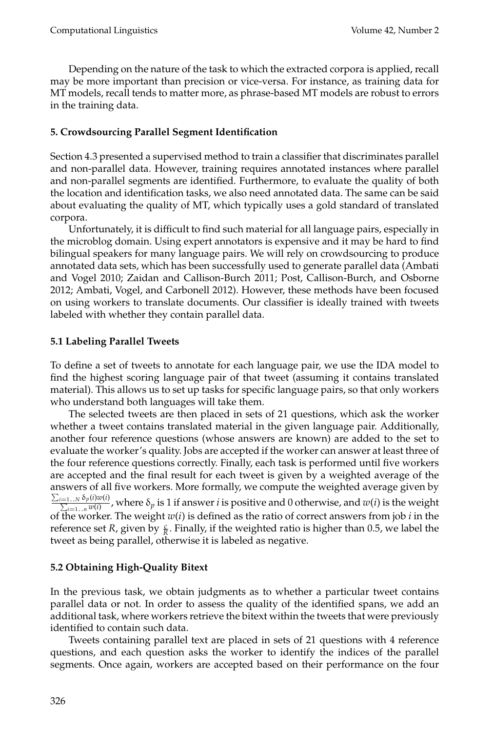Depending on the nature of the task to which the extracted corpora is applied, recall may be more important than precision or vice-versa. For instance, as training data for MT models, recall tends to matter more, as phrase-based MT models are robust to errors in the training data.

## 5. Crowdsourcing Parallel Segment Identification

Section 4.3 presented a supervised method to train a classifier that discriminates parallel and non-parallel data. However, training requires annotated instances where parallel and non-parallel segments are identified. Furthermore, to evaluate the quality of both the location and identification tasks, we also need annotated data. The same can be said about evaluating the quality of MT, which typically uses a gold standard of translated corpora.

Unfortunately, it is difficult to find such material for all language pairs, especially in the microblog domain. Using expert annotators is expensive and it may be hard to find bilingual speakers for many language pairs. We will rely on crowdsourcing to produce annotated data sets, which has been successfully used to generate parallel data (Ambati and Vogel 2010; Zaidan and Callison-Burch 2011; Post, Callison-Burch, and Osborne 2012; Ambati, Vogel, and Carbonell 2012). However, these methods have been focused on using workers to translate documents. Our classifier is ideally trained with tweets labeled with whether they contain parallel data.

### 5.1 Labeling Parallel Tweets

To define a set of tweets to annotate for each language pair, we use the IDA model to find the highest scoring language pair of that tweet (assuming it contains translated material). This allows us to set up tasks for specific language pairs, so that only workers who understand both languages will take them.

The selected tweets are then placed in sets of 21 questions, which ask the worker whether a tweet contains translated material in the given language pair. Additionally, another four reference questions (whose answers are known) are added to the set to evaluate the worker's quality. Jobs are accepted if the worker can answer at least three of the four reference questions correctly. Finally, each task is performed until five workers are accepted and the final result for each tweet is given by a weighted average of the answers of all five workers. More formally, we compute the weighted average given by $\frac{\sum_{i=1..N} \delta_p(i) w(i)}{\sum_{i=1..n} w(i)}$, where $\delta_p$ is 1 if answer $i$ is positive and 0 otherwise, and $w(i)$ is the weight of the worker. The weight $w(i)$ is defined as the ratio of correct answers from job $i$ in the reference set $R$, given by $\frac{c}{R}$. Finally, if the weighted ratio is higher than 0.5, we label the tweet as being parallel, otherwise it is labeled as negative.

### 5.2 Obtaining High-Quality Bitext

In the previous task, we obtain judgments as to whether a particular tweet contains parallel data or not. In order to assess the quality of the identified spans, we add an additional task, where workers retrieve the bitext within the tweets that were previously identified to contain such data.

Tweets containing parallel text are placed in sets of 21 questions with 4 reference questions, and each question asks the worker to identify the indices of the parallel segments. Once again, workers are accepted based on their performance on the four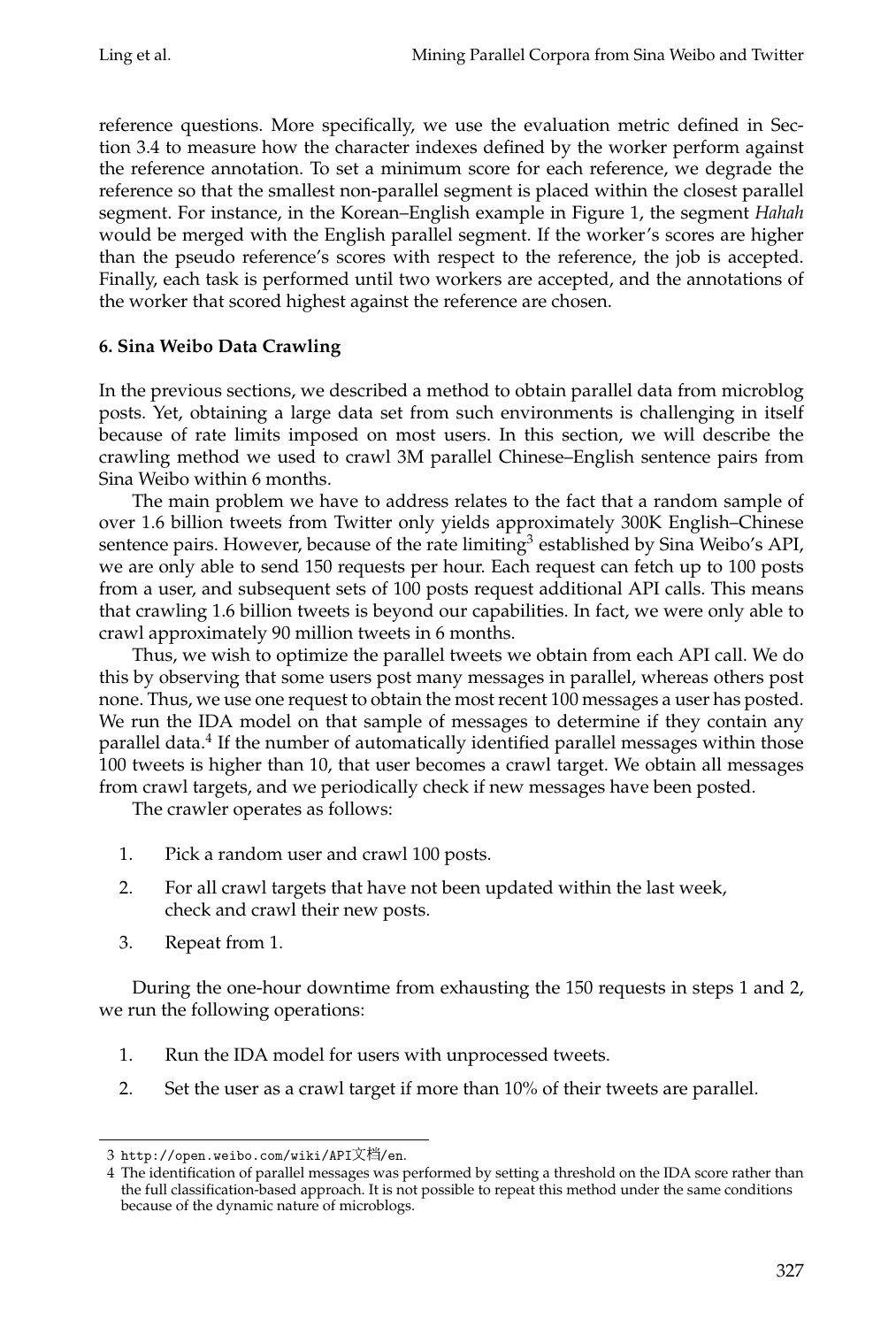reference questions. More specifically, we use the evaluation metric defined in Section 3.4 to measure how the character indexes defined by the worker perform against the reference annotation. To set a minimum score for each reference, we degrade the reference so that the smallest non-parallel segment is placed within the closest parallel segment. For instance, in the Korean–English example in Figure 1, the segment *Hahah* would be merged with the English parallel segment. If the worker's scores are higher than the pseudo reference's scores with respect to the reference, the job is accepted. Finally, each task is performed until two workers are accepted, and the annotations of the worker that scored highest against the reference are chosen.

## 6. Sina Weibo Data Crawling

In the previous sections, we described a method to obtain parallel data from microblog posts. Yet, obtaining a large data set from such environments is challenging in itself because of rate limits imposed on most users. In this section, we will describe the crawling method we used to crawl 3M parallel Chinese–English sentence pairs from Sina Weibo within 6 months.

The main problem we have to address relates to the fact that a random sample of over 1.6 billion tweets from Twitter only yields approximately 300K English–Chinese sentence pairs. However, because of the rate limiting[3] established by Sina Weibo's API, we are only able to send 150 requests per hour. Each request can fetch up to 100 posts from a user, and subsequent sets of 100 posts request additional API calls. This means that crawling 1.6 billion tweets is beyond our capabilities. In fact, we were only able to crawl approximately 90 million tweets in 6 months.

Thus, we wish to optimize the parallel tweets we obtain from each API call. We do this by observing that some users post many messages in parallel, whereas others post none. Thus, we use one request to obtain the most recent 100 messages a user has posted. We run the IDA model on that sample of messages to determine if they contain any parallel data.[4] If the number of automatically identified parallel messages within those 100 tweets is higher than 10, that user becomes a crawl target. We obtain all messages from crawl targets, and we periodically check if new messages have been posted.

The crawler operates as follows:

1. Pick a random user and crawl 100 posts.
2. For all crawl targets that have not been updated within the last week, check and crawl their new posts.
3. Repeat from 1.

During the one-hour downtime from exhausting the 150 requests in steps 1 and 2, we run the following operations:

1. Run the IDA model for users with unprocessed tweets.
2. Set the user as a crawl target if more than 10% of their tweets are parallel.

---

3 http://open.weibo.com/wiki/API文档/en.

4 The identification of parallel messages was performed by setting a threshold on the IDA score rather than the full classification-based approach. It is not possible to repeat this method under the same conditions because of the dynamic nature of microblogs.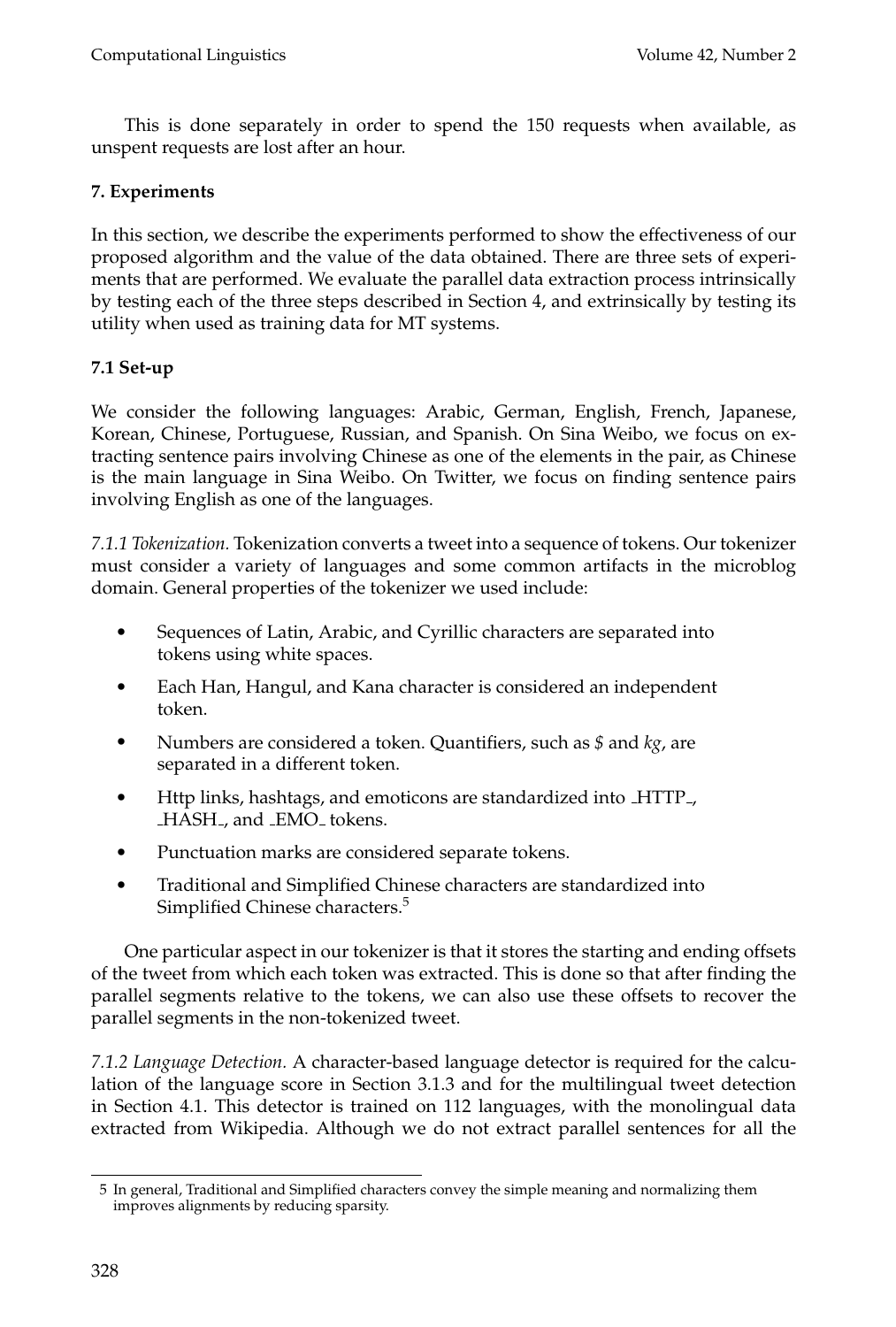This is done separately in order to spend the 150 requests when available, as unspent requests are lost after an hour.

## 7. Experiments

In this section, we describe the experiments performed to show the effectiveness of our proposed algorithm and the value of the data obtained. There are three sets of experiments that are performed. We evaluate the parallel data extraction process intrinsically by testing each of the three steps described in Section 4, and extrinsically by testing its utility when used as training data for MT systems.

### 7.1 Set-up

We consider the following languages: Arabic, German, English, French, Japanese, Korean, Chinese, Portuguese, Russian, and Spanish. On Sina Weibo, we focus on extracting sentence pairs involving Chinese as one of the elements in the pair, as Chinese is the main language in Sina Weibo. On Twitter, we focus on finding sentence pairs involving English as one of the languages.

*7.1.1 Tokenization.* Tokenization converts a tweet into a sequence of tokens. Our tokenizer must consider a variety of languages and some common artifacts in the microblog domain. General properties of the tokenizer we used include:

- Sequences of Latin, Arabic, and Cyrillic characters are separated into tokens using white spaces.
- Each Han, Hangul, and Kana character is considered an independent token.
- Numbers are considered a token. Quantifiers, such as *$* and *kg*, are separated in a different token.
- Http links, hashtags, and emoticons are standardized into _HTTP_, _HASH_, and _EMO_ tokens.
- Punctuation marks are considered separate tokens.
- Traditional and Simplified Chinese characters are standardized into Simplified Chinese characters.[5]

One particular aspect in our tokenizer is that it stores the starting and ending offsets of the tweet from which each token was extracted. This is done so that after finding the parallel segments relative to the tokens, we can also use these offsets to recover the parallel segments in the non-tokenized tweet.

*7.1.2 Language Detection.* A character-based language detector is required for the calculation of the language score in Section 3.1.3 and for the multilingual tweet detection in Section 4.1. This detector is trained on 112 languages, with the monolingual data extracted from Wikipedia. Although we do not extract parallel sentences for all the

---

5 In general, Traditional and Simplified characters convey the simple meaning and normalizing them improves alignments by reducing sparsity.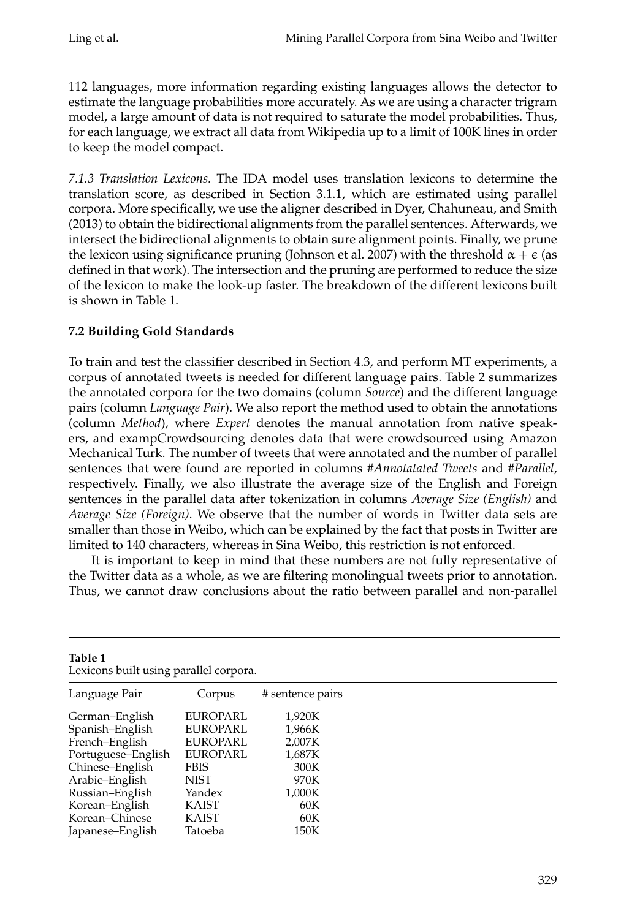112 languages, more information regarding existing languages allows the detector to estimate the language probabilities more accurately. As we are using a character trigram model, a large amount of data is not required to saturate the model probabilities. Thus, for each language, we extract all data from Wikipedia up to a limit of 100K lines in order to keep the model compact.

*7.1.3 Translation Lexicons.* The IDA model uses translation lexicons to determine the translation score, as described in Section 3.1.1, which are estimated using parallel corpora. More specifically, we use the aligner described in Dyer, Chahuneau, and Smith (2013) to obtain the bidirectional alignments from the parallel sentences. Afterwards, we intersect the bidirectional alignments to obtain sure alignment points. Finally, we prune the lexicon using significance pruning (Johnson et al. 2007) with the threshold $\alpha + \epsilon$ (as defined in that work). The intersection and the pruning are performed to reduce the size of the lexicon to make the look-up faster. The breakdown of the different lexicons built is shown in Table 1.

### 7.2 Building Gold Standards

To train and test the classifier described in Section 4.3, and perform MT experiments, a corpus of annotated tweets is needed for different language pairs. Table 2 summarizes the annotated corpora for the two domains (column *Source*) and the different language pairs (column *Language Pair*). We also report the method used to obtain the annotations (column *Method*), where *Expert* denotes the manual annotation from native speakers, and exampCrowdsourcing denotes data that were crowdsourced using Amazon Mechanical Turk. The number of tweets that were annotated and the number of parallel sentences that were found are reported in columns *#Annotatated Tweets* and *#Parallel*, respectively. Finally, we also illustrate the average size of the English and Foreign sentences in the parallel data after tokenization in columns *Average Size (English)* and *Average Size (Foreign)*. We observe that the number of words in Twitter data sets are smaller than those in Weibo, which can be explained by the fact that posts in Twitter are limited to 140 characters, whereas in Sina Weibo, this restriction is not enforced.

It is important to keep in mind that these numbers are not fully representative of the Twitter data as a whole, as we are filtering monolingual tweets prior to annotation. Thus, we cannot draw conclusions about the ratio between parallel and non-parallel

**Table 1**
Lexicons built using parallel corpora.

| Language Pair | Corpus | # sentence pairs |
|---|---|---|
| German–English | EUROPARL | 1,920K |
| Spanish–English | EUROPARL | 1,966K |
| French–English | EUROPARL | 2,007K |
| Portuguese–English | EUROPARL | 1,687K |
| Chinese–English | FBIS | 300K |
| Arabic–English | NIST | 970K |
| Russian–English | Yandex | 1,000K |
| Korean–English | KAIST | 60K |
| Korean–Chinese | KAIST | 60K |
| Japanese–English | Tatoeba | 150K |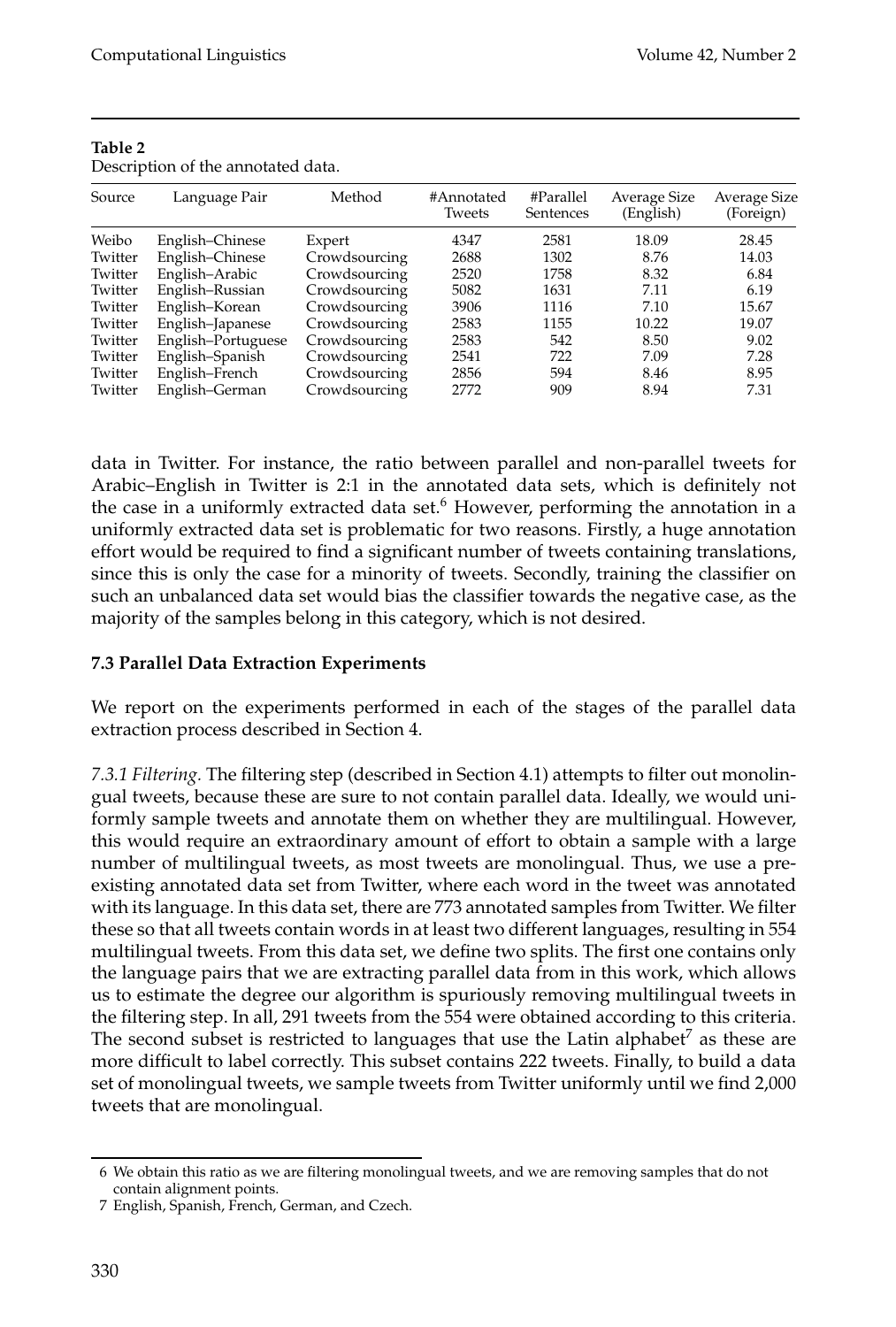**Table 2**
Description of the annotated data.

| Source | Language Pair | Method | #Annotated Tweets | #Parallel Sentences | Average Size (English) | Average Size (Foreign) |
|---|---|---|---|---|---|---|
| Weibo | English–Chinese | Expert | 4347 | 2581 | 18.09 | 28.45 |
| Twitter | English–Chinese | Crowdsourcing | 2688 | 1302 | 8.76 | 14.03 |
| Twitter | English–Arabic | Crowdsourcing | 2520 | 1758 | 8.32 | 6.84 |
| Twitter | English–Russian | Crowdsourcing | 5082 | 1631 | 7.11 | 6.19 |
| Twitter | English–Korean | Crowdsourcing | 3906 | 1116 | 7.10 | 15.67 |
| Twitter | English–Japanese | Crowdsourcing | 2583 | 1155 | 10.22 | 19.07 |
| Twitter | English–Portuguese | Crowdsourcing | 2583 | 542 | 8.50 | 9.02 |
| Twitter | English–Spanish | Crowdsourcing | 2541 | 722 | 7.09 | 7.28 |
| Twitter | English–French | Crowdsourcing | 2856 | 594 | 8.46 | 8.95 |
| Twitter | English–German | Crowdsourcing | 2772 | 909 | 8.94 | 7.31 |

data in Twitter. For instance, the ratio between parallel and non-parallel tweets for Arabic–English in Twitter is 2:1 in the annotated data sets, which is definitely not the case in a uniformly extracted data set.[6] However, performing the annotation in a uniformly extracted data set is problematic for two reasons. Firstly, a huge annotation effort would be required to find a significant number of tweets containing translations, since this is only the case for a minority of tweets. Secondly, training the classifier on such an unbalanced data set would bias the classifier towards the negative case, as the majority of the samples belong in this category, which is not desired.

### 7.3 Parallel Data Extraction Experiments

We report on the experiments performed in each of the stages of the parallel data extraction process described in Section 4.

*7.3.1 Filtering.* The filtering step (described in Section 4.1) attempts to filter out monolingual tweets, because these are sure to not contain parallel data. Ideally, we would uniformly sample tweets and annotate them on whether they are multilingual. However, this would require an extraordinary amount of effort to obtain a sample with a large number of multilingual tweets, as most tweets are monolingual. Thus, we use a pre-existing annotated data set from Twitter, where each word in the tweet was annotated with its language. In this data set, there are 773 annotated samples from Twitter. We filter these so that all tweets contain words in at least two different languages, resulting in 554 multilingual tweets. From this data set, we define two splits. The first one contains only the language pairs that we are extracting parallel data from in this work, which allows us to estimate the degree our algorithm is spuriously removing multilingual tweets in the filtering step. In all, 291 tweets from the 554 were obtained according to this criteria. The second subset is restricted to languages that use the Latin alphabet[7] as these are more difficult to label correctly. This subset contains 222 tweets. Finally, to build a data set of monolingual tweets, we sample tweets from Twitter uniformly until we find 2,000 tweets that are monolingual.

---

6 We obtain this ratio as we are filtering monolingual tweets, and we are removing samples that do not contain alignment points.

7 English, Spanish, French, German, and Czech.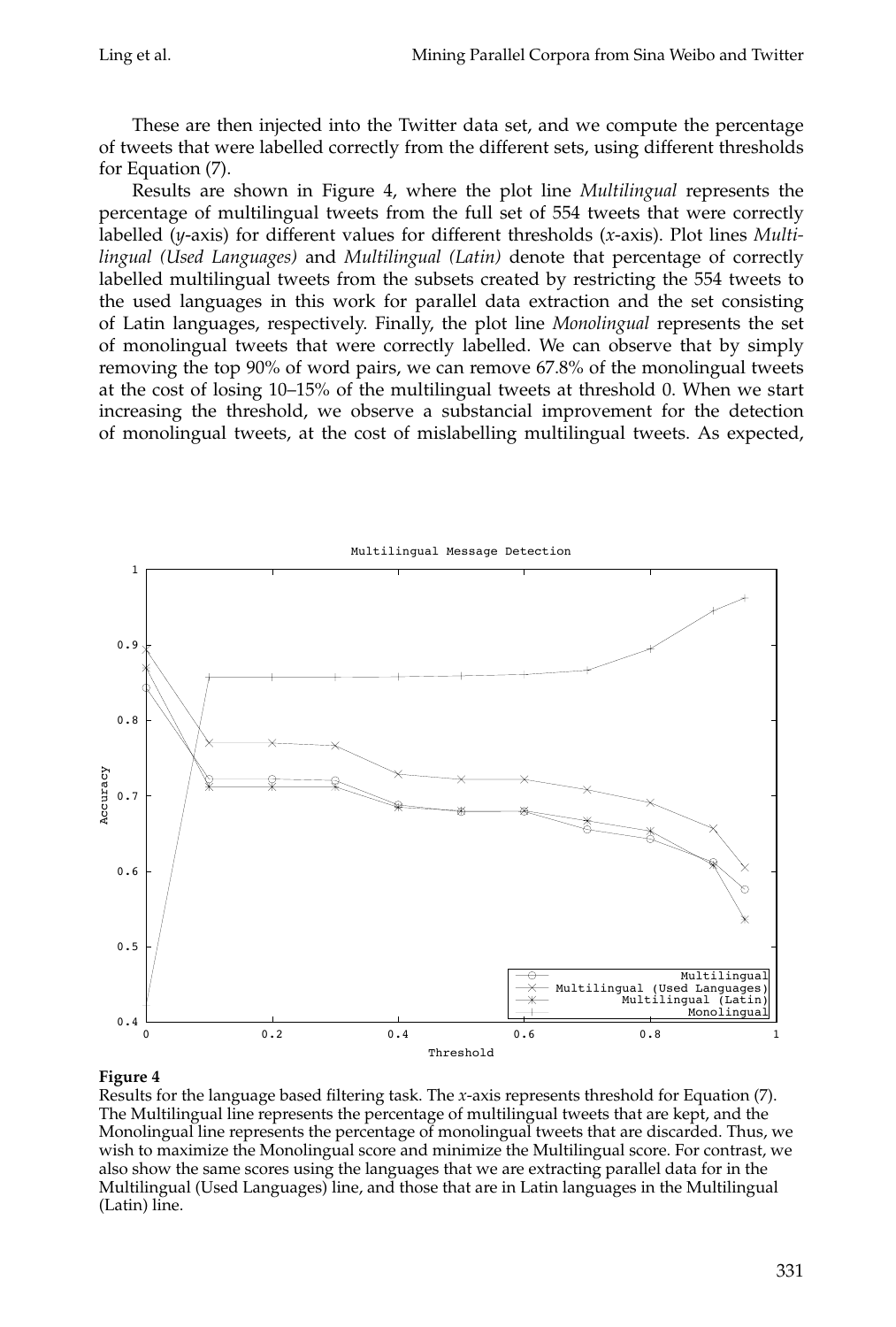These are then injected into the Twitter data set, and we compute the percentage of tweets that were labelled correctly from the different sets, using different thresholds for Equation (7).

Results are shown in Figure 4, where the plot line *Multilingual* represents the percentage of multilingual tweets from the full set of 554 tweets that were correctly labelled ($y$-axis) for different values for different thresholds ($x$-axis). Plot lines *Multilingual (Used Languages)* and *Multilingual (Latin)* denote that percentage of correctly labelled multilingual tweets from the subsets created by restricting the 554 tweets to the used languages in this work for parallel data extraction and the set consisting of Latin languages, respectively. Finally, the plot line *Monolingual* represents the set of monolingual tweets that were correctly labelled. We can observe that by simply removing the top 90% of word pairs, we can remove 67.8% of the monolingual tweets at the cost of losing 10–15% of the multilingual tweets at threshold 0. When we start increasing the threshold, we observe a substancial improvement for the detection of monolingual tweets, at the cost of mislabelling multilingual tweets. As expected,

**Figure 4**
Results for the language based filtering task. The $x$-axis represents threshold for Equation (7). The Multilingual line represents the percentage of multilingual tweets that are kept, and the Monolingual line represents the percentage of monolingual tweets that are discarded. Thus, we wish to maximize the Monolingual score and minimize the Multilingual score. For contrast, we also show the same scores using the languages that we are extracting parallel data for in the Multilingual (Used Languages) line, and those that are in Latin languages in the Multilingual (Latin) line.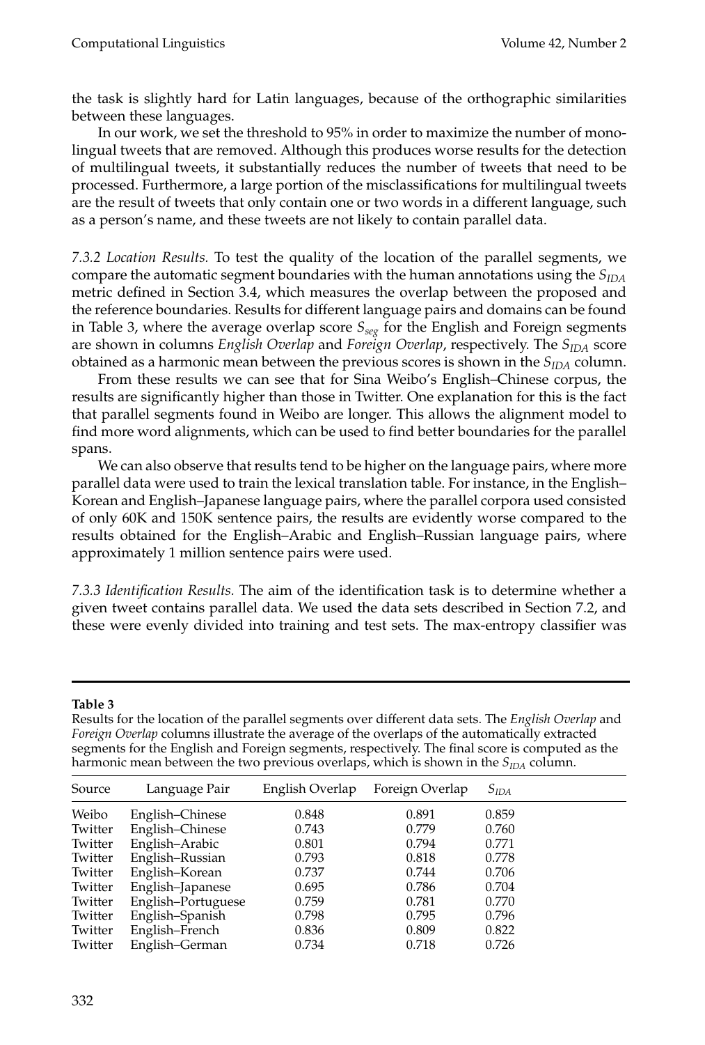the task is slightly hard for Latin languages, because of the orthographic similarities between these languages.

In our work, we set the threshold to 95% in order to maximize the number of monolingual tweets that are removed. Although this produces worse results for the detection of multilingual tweets, it substantially reduces the number of tweets that need to be processed. Furthermore, a large portion of the misclassifications for multilingual tweets are the result of tweets that only contain one or two words in a different language, such as a person's name, and these tweets are not likely to contain parallel data.

*7.3.2 Location Results.* To test the quality of the location of the parallel segments, we compare the automatic segment boundaries with the human annotations using the $S_{IDA}$ metric defined in Section 3.4, which measures the overlap between the proposed and the reference boundaries. Results for different language pairs and domains can be found in Table 3, where the average overlap score $S_{seg}$ for the English and Foreign segments are shown in columns *English Overlap* and *Foreign Overlap*, respectively. The $S_{IDA}$ score obtained as a harmonic mean between the previous scores is shown in the $S_{IDA}$ column.

From these results we can see that for Sina Weibo's English–Chinese corpus, the results are significantly higher than those in Twitter. One explanation for this is the fact that parallel segments found in Weibo are longer. This allows the alignment model to find more word alignments, which can be used to find better boundaries for the parallel spans.

We can also observe that results tend to be higher on the language pairs, where more parallel data were used to train the lexical translation table. For instance, in the English–Korean and English–Japanese language pairs, where the parallel corpora used consisted of only 60K and 150K sentence pairs, the results are evidently worse compared to the results obtained for the English–Arabic and English–Russian language pairs, where approximately 1 million sentence pairs were used.

*7.3.3 Identification Results.* The aim of the identification task is to determine whether a given tweet contains parallel data. We used the data sets described in Section 7.2, and these were evenly divided into training and test sets. The max-entropy classifier was

**Table 3**

Results for the location of the parallel segments over different data sets. The *English Overlap* and *Foreign Overlap* columns illustrate the average of the overlaps of the automatically extracted segments for the English and Foreign segments, respectively. The final score is computed as the harmonic mean between the two previous overlaps, which is shown in the $S_{IDA}$ column.

| Source | Language Pair | English Overlap | Foreign Overlap | $S_{IDA}$ |
|---|---|---|---|---|
| Weibo | English–Chinese | 0.848 | 0.891 | 0.859 |
| Twitter | English–Chinese | 0.743 | 0.779 | 0.760 |
| Twitter | English–Arabic | 0.801 | 0.794 | 0.771 |
| Twitter | English–Russian | 0.793 | 0.818 | 0.778 |
| Twitter | English–Korean | 0.737 | 0.744 | 0.706 |
| Twitter | English–Japanese | 0.695 | 0.786 | 0.704 |
| Twitter | English–Portuguese | 0.759 | 0.781 | 0.770 |
| Twitter | English–Spanish | 0.798 | 0.795 | 0.796 |
| Twitter | English–French | 0.836 | 0.809 | 0.822 |
| Twitter | English–German | 0.734 | 0.718 | 0.726 |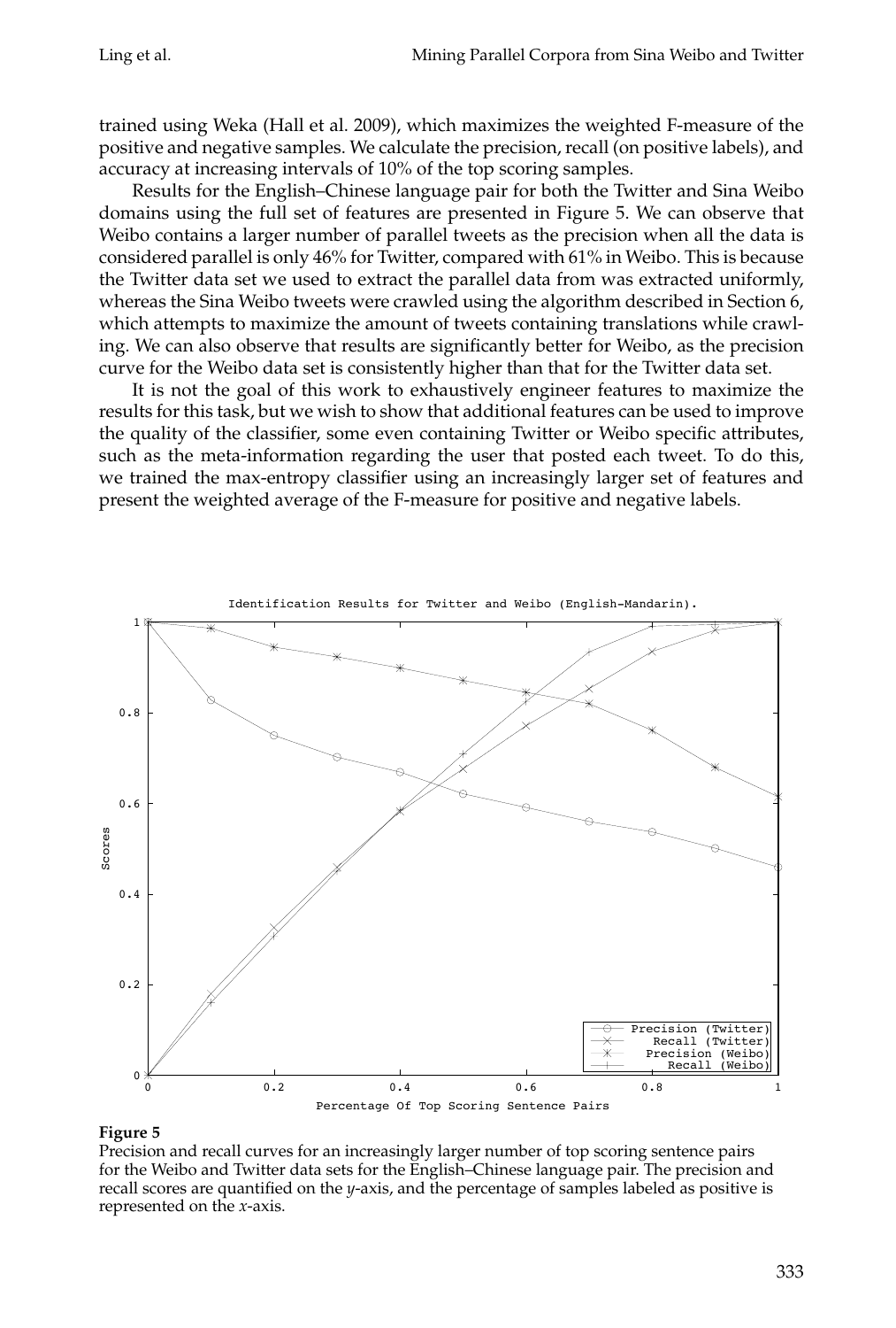trained using Weka (Hall et al. 2009), which maximizes the weighted F-measure of the positive and negative samples. We calculate the precision, recall (on positive labels), and accuracy at increasing intervals of 10% of the top scoring samples.

Results for the English–Chinese language pair for both the Twitter and Sina Weibo domains using the full set of features are presented in Figure 5. We can observe that Weibo contains a larger number of parallel tweets as the precision when all the data is considered parallel is only 46% for Twitter, compared with 61% in Weibo. This is because the Twitter data set we used to extract the parallel data from was extracted uniformly, whereas the Sina Weibo tweets were crawled using the algorithm described in Section 6, which attempts to maximize the amount of tweets containing translations while crawling. We can also observe that results are significantly better for Weibo, as the precision curve for the Weibo data set is consistently higher than that for the Twitter data set.

It is not the goal of this work to exhaustively engineer features to maximize the results for this task, but we wish to show that additional features can be used to improve the quality of the classifier, some even containing Twitter or Weibo specific attributes, such as the meta-information regarding the user that posted each tweet. To do this, we trained the max-entropy classifier using an increasingly larger set of features and present the weighted average of the F-measure for positive and negative labels.

**Figure 5**
Precision and recall curves for an increasingly larger number of top scoring sentence pairs for the Weibo and Twitter data sets for the English–Chinese language pair. The precision and recall scores are quantified on the *y*-axis, and the percentage of samples labeled as positive is represented on the *x*-axis.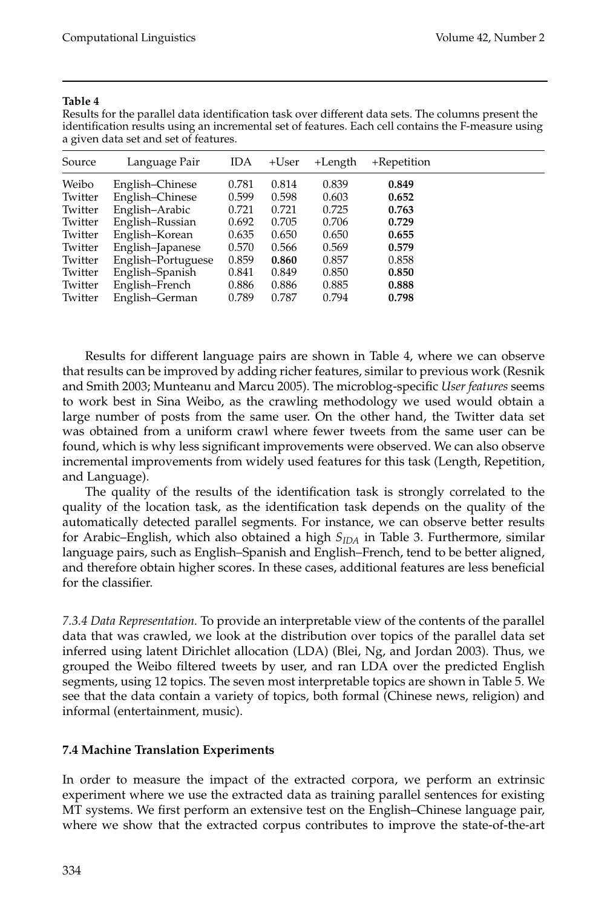**Table 4**

Results for the parallel data identification task over different data sets. The columns present the identification results using an incremental set of features. Each cell contains the F-measure using a given data set and set of features.

| Source | Language Pair | IDA | +User | +Length | +Repetition |
|---|---|---|---|---|---|
| Weibo | English–Chinese | 0.781 | 0.814 | 0.839 | **0.849** |
| Twitter | English–Chinese | 0.599 | 0.598 | 0.603 | **0.652** |
| Twitter | English–Arabic | 0.721 | 0.721 | 0.725 | **0.763** |
| Twitter | English–Russian | 0.692 | 0.705 | 0.706 | **0.729** |
| Twitter | English–Korean | 0.635 | 0.650 | 0.650 | **0.655** |
| Twitter | English–Japanese | 0.570 | 0.566 | 0.569 | **0.579** |
| Twitter | English–Portuguese | 0.859 | **0.860** | 0.857 | 0.858 |
| Twitter | English–Spanish | 0.841 | 0.849 | 0.850 | **0.850** |
| Twitter | English–French | 0.886 | 0.886 | 0.885 | **0.888** |
| Twitter | English–German | 0.789 | 0.787 | 0.794 | **0.798** |

Results for different language pairs are shown in Table 4, where we can observe that results can be improved by adding richer features, similar to previous work (Resnik and Smith 2003; Munteanu and Marcu 2005). The microblog-specific *User features* seems to work best in Sina Weibo, as the crawling methodology we used would obtain a large number of posts from the same user. On the other hand, the Twitter data set was obtained from a uniform crawl where fewer tweets from the same user can be found, which is why less significant improvements were observed. We can also observe incremental improvements from widely used features for this task (Length, Repetition, and Language).

The quality of the results of the identification task is strongly correlated to the quality of the location task, as the identification task depends on the quality of the automatically detected parallel segments. For instance, we can observe better results for Arabic–English, which also obtained a high $S_{IDA}$ in Table 3. Furthermore, similar language pairs, such as English–Spanish and English–French, tend to be better aligned, and therefore obtain higher scores. In these cases, additional features are less beneficial for the classifier.

*7.3.4 Data Representation.* To provide an interpretable view of the contents of the parallel data that was crawled, we look at the distribution over topics of the parallel data set inferred using latent Dirichlet allocation (LDA) (Blei, Ng, and Jordan 2003). Thus, we grouped the Weibo filtered tweets by user, and ran LDA over the predicted English segments, using 12 topics. The seven most interpretable topics are shown in Table 5. We see that the data contain a variety of topics, both formal (Chinese news, religion) and informal (entertainment, music).

### 7.4 Machine Translation Experiments

In order to measure the impact of the extracted corpora, we perform an extrinsic experiment where we use the extracted data as training parallel sentences for existing MT systems. We first perform an extensive test on the English–Chinese language pair, where we show that the extracted corpus contributes to improve the state-of-the-art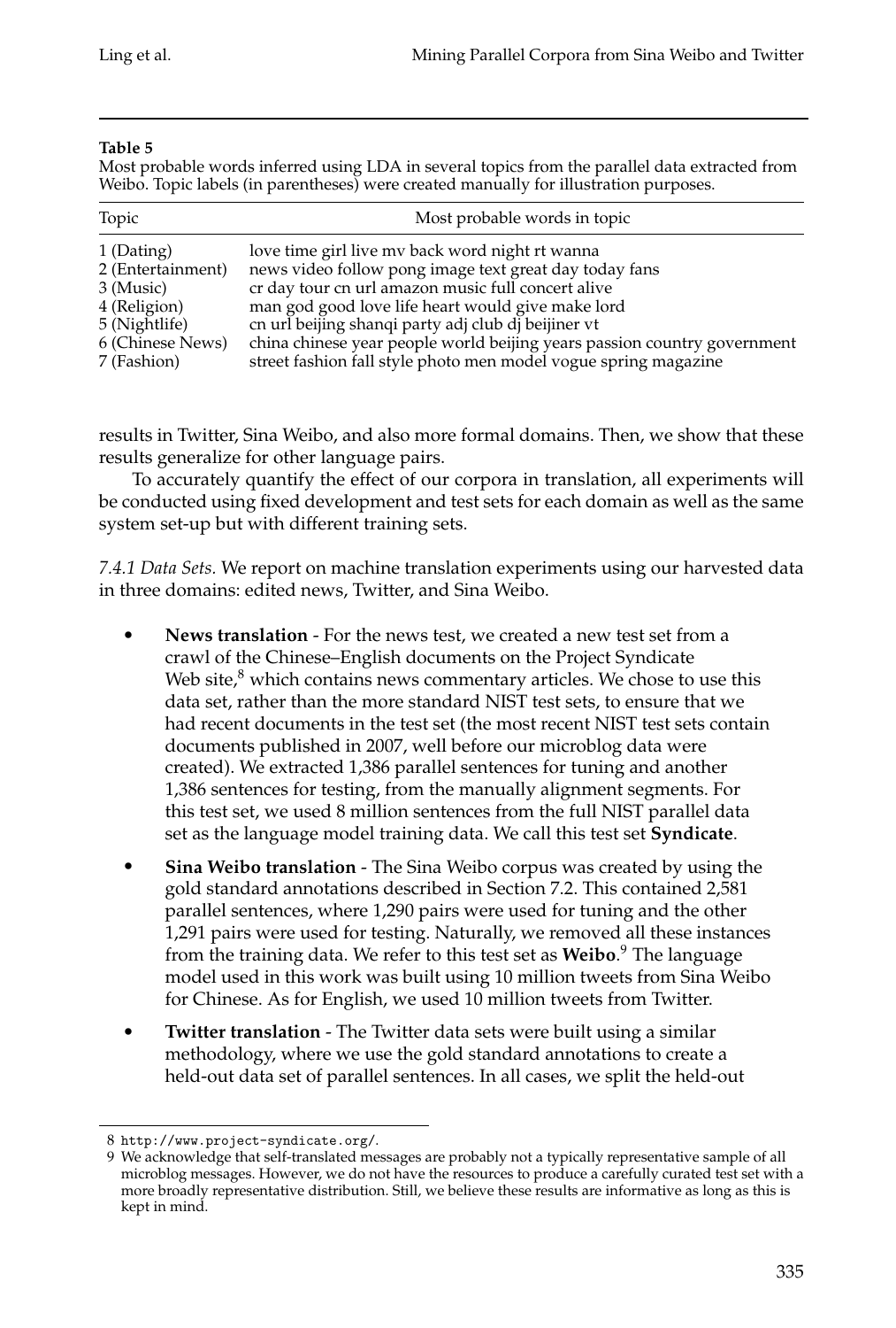**Table 5**

Most probable words inferred using LDA in several topics from the parallel data extracted from Weibo. Topic labels (in parentheses) were created manually for illustration purposes.

| Topic | Most probable words in topic |
|---|---|
| 1 (Dating) | love time girl live mv back word night rt wanna |
| 2 (Entertainment) | news video follow pong image text great day today fans |
| 3 (Music) | cr day tour cn url amazon music full concert alive |
| 4 (Religion) | man god good love life heart would give make lord |
| 5 (Nightlife) | cn url beijing shanqi party adj club dj beijiner vt |
| 6 (Chinese News) | china chinese year people world beijing years passion country government |
| 7 (Fashion) | street fashion fall style photo men model vogue spring magazine |

results in Twitter, Sina Weibo, and also more formal domains. Then, we show that these results generalize for other language pairs.

To accurately quantify the effect of our corpora in translation, all experiments will be conducted using fixed development and test sets for each domain as well as the same system set-up but with different training sets.

*7.4.1 Data Sets.* We report on machine translation experiments using our harvested data in three domains: edited news, Twitter, and Sina Weibo.

- **News translation** - For the news test, we created a new test set from a crawl of the Chinese–English documents on the Project Syndicate Web site,[8] which contains news commentary articles. We chose to use this data set, rather than the more standard NIST test sets, to ensure that we had recent documents in the test set (the most recent NIST test sets contain documents published in 2007, well before our microblog data were created). We extracted 1,386 parallel sentences for tuning and another 1,386 sentences for testing, from the manually alignment segments. For this test set, we used 8 million sentences from the full NIST parallel data set as the language model training data. We call this test set **Syndicate**.
- **Sina Weibo translation** - The Sina Weibo corpus was created by using the gold standard annotations described in Section 7.2. This contained 2,581 parallel sentences, where 1,290 pairs were used for tuning and the other 1,291 pairs were used for testing. Naturally, we removed all these instances from the training data. We refer to this test set as **Weibo**.[9] The language model used in this work was built using 10 million tweets from Sina Weibo for Chinese. As for English, we used 10 million tweets from Twitter.
- **Twitter translation** - The Twitter data sets were built using a similar methodology, where we use the gold standard annotations to create a held-out data set of parallel sentences. In all cases, we split the held-out

8 http://www.project-syndicate.org/.

9 We acknowledge that self-translated messages are probably not a typically representative sample of all microblog messages. However, we do not have the resources to produce a carefully curated test set with a more broadly representative distribution. Still, we believe these results are informative as long as this is kept in mind.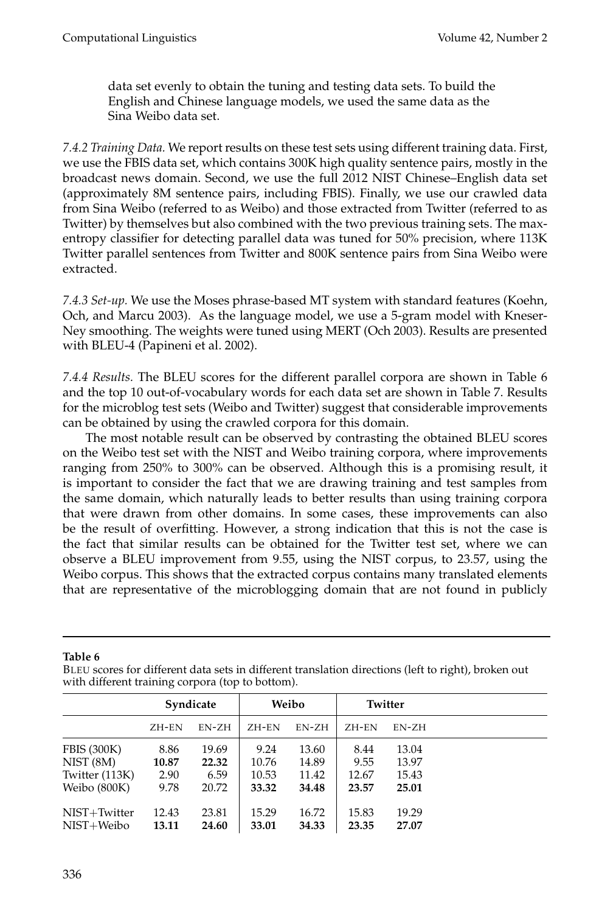data set evenly to obtain the tuning and testing data sets. To build the English and Chinese language models, we used the same data as the Sina Weibo data set.

*7.4.2 Training Data.* We report results on these test sets using different training data. First, we use the FBIS data set, which contains 300K high quality sentence pairs, mostly in the broadcast news domain. Second, we use the full 2012 NIST Chinese–English data set (approximately 8M sentence pairs, including FBIS). Finally, we use our crawled data from Sina Weibo (referred to as Weibo) and those extracted from Twitter (referred to as Twitter) by themselves but also combined with the two previous training sets. The max-entropy classifier for detecting parallel data was tuned for 50% precision, where 113K Twitter parallel sentences from Twitter and 800K sentence pairs from Sina Weibo were extracted.

*7.4.3 Set-up.* We use the Moses phrase-based MT system with standard features (Koehn, Och, and Marcu 2003). As the language model, we use a 5-gram model with Kneser-Ney smoothing. The weights were tuned using MERT (Och 2003). Results are presented with BLEU-4 (Papineni et al. 2002).

*7.4.4 Results.* The BLEU scores for the different parallel corpora are shown in Table 6 and the top 10 out-of-vocabulary words for each data set are shown in Table 7. Results for the microblog test sets (Weibo and Twitter) suggest that considerable improvements can be obtained by using the crawled corpora for this domain.

The most notable result can be observed by contrasting the obtained BLEU scores on the Weibo test set with the NIST and Weibo training corpora, where improvements ranging from 250% to 300% can be observed. Although this is a promising result, it is important to consider the fact that we are drawing training and test samples from the same domain, which naturally leads to better results than using training corpora that were drawn from other domains. In some cases, these improvements can also be the result of overfitting. However, a strong indication that this is not the case is the fact that similar results can be obtained for the Twitter test set, where we can observe a BLEU improvement from 9.55, using the NIST corpus, to 23.57, using the Weibo corpus. This shows that the extracted corpus contains many translated elements that are representative of the microblogging domain that are not found in publicly

**Table 6**
BLEU scores for different data sets in different translation directions (left to right), broken out with different training corpora (top to bottom).

| | Syndicate | | Weibo | | Twitter | |
|---|---|---|---|---|---|---|
| | ZH-EN | EN-ZH | ZH-EN | EN-ZH | ZH-EN | EN-ZH |
| FBIS (300K) | 8.86 | 19.69 | 9.24 | 13.60 | 8.44 | 13.04 |
| NIST (8M) | **10.87** | **22.32** | 10.76 | 14.89 | 9.55 | 13.97 |
| Twitter (113K) | 2.90 | 6.59 | 10.53 | 11.42 | 12.67 | 15.43 |
| Weibo (800K) | 9.78 | 20.72 | **33.32** | **34.48** | **23.57** | **25.01** |
| NIST+Twitter | 12.43 | 23.81 | 15.29 | 16.72 | 15.83 | 19.29 |
| NIST+Weibo | **13.11** | **24.60** | **33.01** | **34.33** | **23.35** | **27.07** |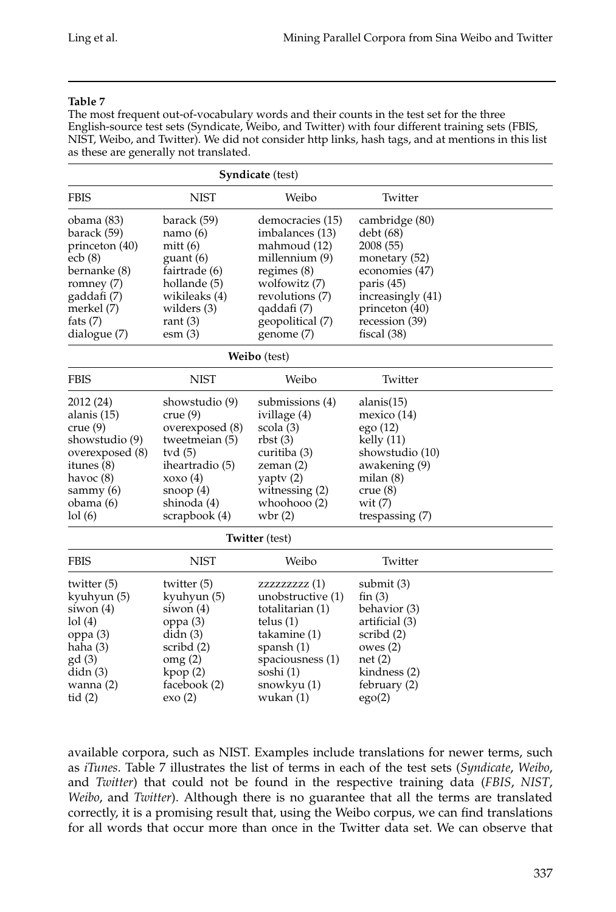**Table 7**

The most frequent out-of-vocabulary words and their counts in the test set for the three English-source test sets (Syndicate, Weibo, and Twitter) with four different training sets (FBIS, NIST, Weibo, and Twitter). We did not consider http links, hash tags, and at mentions in this list as these are generally not translated.

| **Syndicate** (test) | | | |
|---|---|---|---|
| FBIS | NIST | Weibo | Twitter |
| obama (83) | barack (59) | democracies (15) | cambridge (80) |
| barack (59) | namo (6) | imbalances (13) | debt (68) |
| princeton (40) | mitt (6) | mahmoud (12) | 2008 (55) |
| ecb (8) | guant (6) | millennium (9) | monetary (52) |
| bernanke (8) | fairtrade (6) | regimes (8) | economies (47) |
| romney (7) | hollande (5) | wolfowitz (7) | paris (45) |
| gaddafi (7) | wikileaks (4) | revolutions (7) | increasingly (41) |
| merkel (7) | wilders (3) | qaddafi (7) | princeton (40) |
| fats (7) | rant (3) | geopolitical (7) | recession (39) |
| dialogue (7) | esm (3) | genome (7) | fiscal (38) |
| **Weibo** (test) | | | |
| FBIS | NIST | Weibo | Twitter |
| 2012 (24) | showstudio (9) | submissions (4) | alanis(15) |
| alanis (15) | crue (9) | ivillage (4) | mexico (14) |
| crue (9) | overexposed (8) | scola (3) | ego (12) |
| showstudio (9) | tweetmeian (5) | rbst (3) | kelly (11) |
| overexposed (8) | tvd (5) | curitiba (3) | showstudio (10) |
| itunes (8) | iheartradio (5) | zeman (2) | awakening (9) |
| havoc (8) | xoxo (4) | yaptv (2) | milan (8) |
| sammy (6) | snoop (4) | witnessing (2) | crue (8) |
| obama (6) | shinoda (4) | whoohooo (2) | wit (7) |
| lol (6) | scrapbook (4) | wbr (2) | trespassing (7) |
| **Twitter** (test) | | | |
| FBIS | NIST | Weibo | Twitter |
| twitter (5) | twitter (5) | zzzzzzzzz (1) | submit (3) |
| kyuhyun (5) | kyuhyun (5) | unobstructive (1) | fin (3) |
| siwon (4) | siwon (4) | totalitarian (1) | behavior (3) |
| lol (4) | oppa (3) | telus (1) | artificial (3) |
| oppa (3) | didn (3) | takamine (1) | scribd (2) |
| haha (3) | scribd (2) | spansh (1) | owes (2) |
| gd (3) | omg (2) | spaciousness (1) | net (2) |
| didn (3) | kpop (2) | soshi (1) | kindness (2) |
| wanna (2) | facebook (2) | snowkyu (1) | february (2) |
| tid (2) | exo (2) | wukan (1) | ego(2) |

available corpora, such as NIST. Examples include translations for newer terms, such as *iTunes*. Table 7 illustrates the list of terms in each of the test sets (*Syndicate*, *Weibo*, and *Twitter*) that could not be found in the respective training data (*FBIS*, *NIST*, *Weibo*, and *Twitter*). Although there is no guarantee that all the terms are translated correctly, it is a promising result that, using the Weibo corpus, we can find translations for all words that occur more than once in the Twitter data set. We can observe that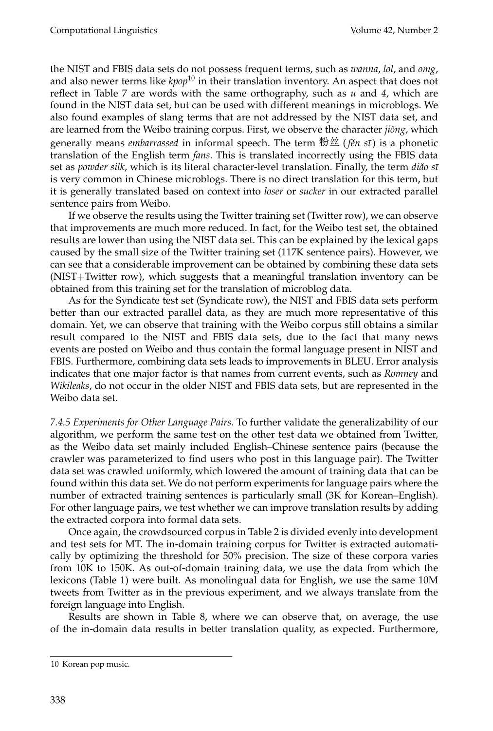the NIST and FBIS data sets do not possess frequent terms, such as *wanna*, *lol*, and *omg*, and also newer terms like *kpop*[10] in their translation inventory. An aspect that does not reflect in Table 7 are words with the same orthography, such as *u* and *4*, which are found in the NIST data set, but can be used with different meanings in microblogs. We also found examples of slang terms that are not addressed by the NIST data set, and are learned from the Weibo training corpus. First, we observe the character *jiǒng*, which generally means *embarrassed* in informal speech. The term 粉丝 (*fěn sī*) is a phonetic translation of the English term *fans*. This is translated incorrectly using the FBIS data set as *powder silk*, which is its literal character-level translation. Finally, the term *diǎo sī* is very common in Chinese microblogs. There is no direct translation for this term, but it is generally translated based on context into *loser* or *sucker* in our extracted parallel sentence pairs from Weibo.

If we observe the results using the Twitter training set (Twitter row), we can observe that improvements are much more reduced. In fact, for the Weibo test set, the obtained results are lower than using the NIST data set. This can be explained by the lexical gaps caused by the small size of the Twitter training set (117K sentence pairs). However, we can see that a considerable improvement can be obtained by combining these data sets (NIST+Twitter row), which suggests that a meaningful translation inventory can be obtained from this training set for the translation of microblog data.

As for the Syndicate test set (Syndicate row), the NIST and FBIS data sets perform better than our extracted parallel data, as they are much more representative of this domain. Yet, we can observe that training with the Weibo corpus still obtains a similar result compared to the NIST and FBIS data sets, due to the fact that many news events are posted on Weibo and thus contain the formal language present in NIST and FBIS. Furthermore, combining data sets leads to improvements in BLEU. Error analysis indicates that one major factor is that names from current events, such as *Romney* and *Wikileaks*, do not occur in the older NIST and FBIS data sets, but are represented in the Weibo data set.

*7.4.5 Experiments for Other Language Pairs.* To further validate the generalizability of our algorithm, we perform the same test on the other test data we obtained from Twitter, as the Weibo data set mainly included English–Chinese sentence pairs (because the crawler was parameterized to find users who post in this language pair). The Twitter data set was crawled uniformly, which lowered the amount of training data that can be found within this data set. We do not perform experiments for language pairs where the number of extracted training sentences is particularly small (3K for Korean–English). For other language pairs, we test whether we can improve translation results by adding the extracted corpora into formal data sets.

Once again, the crowdsourced corpus in Table 2 is divided evenly into development and test sets for MT. The in-domain training corpus for Twitter is extracted automatically by optimizing the threshold for 50% precision. The size of these corpora varies from 10K to 150K. As out-of-domain training data, we use the data from which the lexicons (Table 1) were built. As monolingual data for English, we use the same 10M tweets from Twitter as in the previous experiment, and we always translate from the foreign language into English.

Results are shown in Table 8, where we can observe that, on average, the use of the in-domain data results in better translation quality, as expected. Furthermore,

[10] Korean pop music.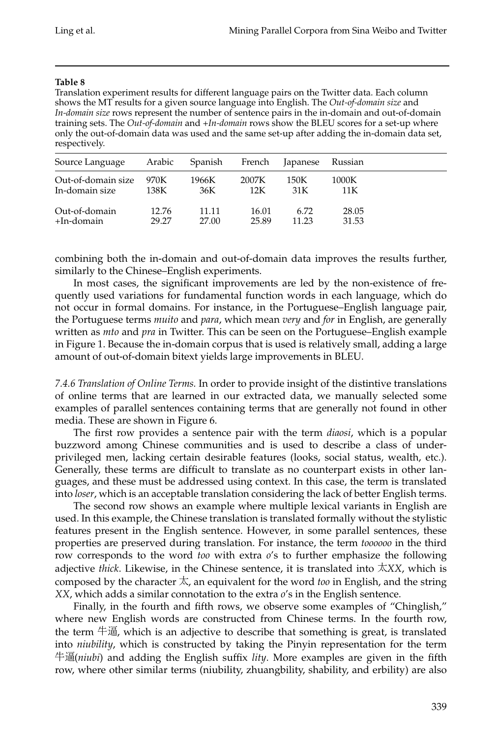**Table 8**

Translation experiment results for different language pairs on the Twitter data. Each column shows the MT results for a given source language into English. The *Out-of-domain size* and *In-domain size* rows represent the number of sentence pairs in the in-domain and out-of-domain training sets. The *Out-of-domain* and *+In-domain* rows show the BLEU scores for a set-up where only the out-of-domain data was used and the same set-up after adding the in-domain data set, respectively.

| Source Language | Arabic | Spanish | French | Japanese | Russian |
|---|---|---|---|---|---|
| Out-of-domain size | 970K | 1966K | 2007K | 150K | 1000K |
| In-domain size | 138K | 36K | 12K | 31K | 11K |
| Out-of-domain | 12.76 | 11.11 | 16.01 | 6.72 | 28.05 |
| +In-domain | 29.27 | 27.00 | 25.89 | 11.23 | 31.53 |

combining both the in-domain and out-of-domain data improves the results further, similarly to the Chinese–English experiments.

In most cases, the significant improvements are led by the non-existence of frequently used variations for fundamental function words in each language, which do not occur in formal domains. For instance, in the Portuguese–English language pair, the Portuguese terms *muito* and *para*, which mean *very* and *for* in English, are generally written as *mto* and *pra* in Twitter. This can be seen on the Portuguese–English example in Figure 1. Because the in-domain corpus that is used is relatively small, adding a large amount of out-of-domain bitext yields large improvements in BLEU.

*7.4.6 Translation of Online Terms.* In order to provide insight of the distintive translations of online terms that are learned in our extracted data, we manually selected some examples of parallel sentences containing terms that are generally not found in other media. These are shown in Figure 6.

The first row provides a sentence pair with the term *diaosi*, which is a popular buzzword among Chinese communities and is used to describe a class of underprivileged men, lacking certain desirable features (looks, social status, wealth, etc.). Generally, these terms are difficult to translate as no counterpart exists in other languages, and these must be addressed using context. In this case, the term is translated into *loser*, which is an acceptable translation considering the lack of better English terms.

The second row shows an example where multiple lexical variants in English are used. In this example, the Chinese translation is translated formally without the stylistic features present in the English sentence. However, in some parallel sentences, these properties are preserved during translation. For instance, the term *toooooo* in the third row corresponds to the word *too* with extra *o*'s to further emphasize the following adjective *thick*. Likewise, in the Chinese sentence, it is translated into 太*XX*, which is composed by the character 太, an equivalent for the word *too* in English, and the string *XX*, which adds a similar connotation to the extra *o*'s in the English sentence.

Finally, in the fourth and fifth rows, we observe some examples of "Chinglish," where new English words are constructed from Chinese terms. In the fourth row, the term 牛逼, which is an adjective to describe that something is great, is translated into *niubility*, which is constructed by taking the Pinyin representation for the term 牛逼(*niubi*) and adding the English suffix *lity*. More examples are given in the fifth row, where other similar terms (niubility, zhuangbility, shability, and erbility) are also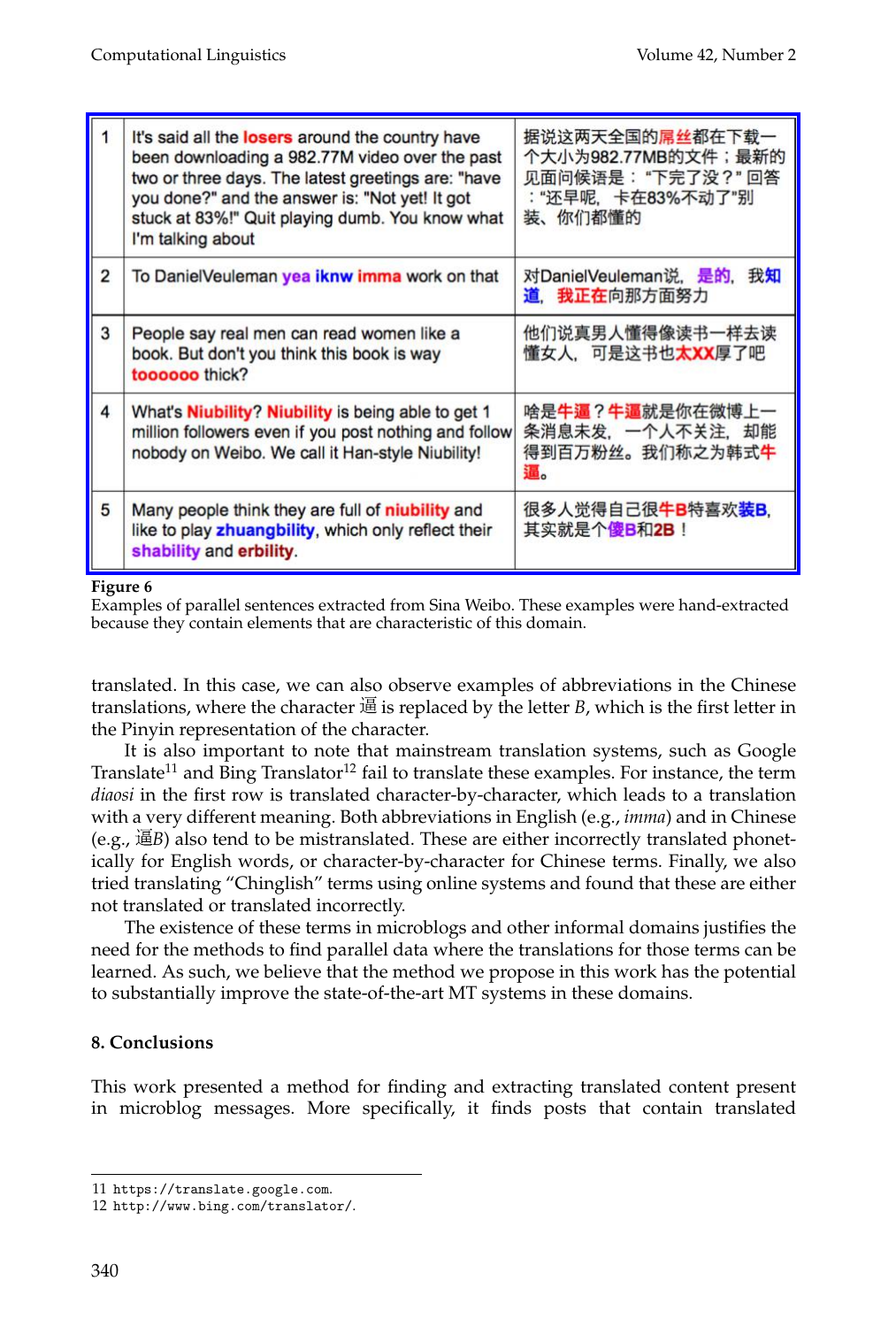| 1 | It's said all the losers around the country have been downloading a 982.77M video over the past two or three days. The latest greetings are: "have you done?" and the answer is: "Not yet! It got stuck at 83%!" Quit playing dumb. You know what I'm talking about | 据说这两天全国的屌丝都在下载一个大小为982.77MB的文件；最新的见面问候语是："下完了没？"回答："还早呢，卡在83%不动了"别装、你们都懂的 |
|---|---|---|
| 2 | To DanielVeuleman yea iknw imma work on that | 对DanielVeuleman说，是的，我知道，我正在向那方面努力 |
| 3 | People say real men can read women like a book. But don't you think this book is way toooooo thick? | 他们说真男人懂得像读书一样去读懂女人，可是这书也太XX厚了吧 |
| 4 | What's Niubility? Niubility is being able to get 1 million followers even if you post nothing and follow nobody on Weibo. We call it Han-style Niubility! | 啥是牛逼？牛逼就是你在微博上一条消息未发，一个人不关注，却能得到百万粉丝。我们称之为韩式牛逼。 |
| 5 | Many people think they are full of niubility and like to play zhuangbility, which only reflect their shability and erbility. | 很多人觉得自己很牛B特喜欢装B，其实就是个傻B和2B！ |

**Figure 6**
Examples of parallel sentences extracted from Sina Weibo. These examples were hand-extracted because they contain elements that are characteristic of this domain.

translated. In this case, we can also observe examples of abbreviations in the Chinese translations, where the character 逼 is replaced by the letter *B*, which is the first letter in the Pinyin representation of the character.

It is also important to note that mainstream translation systems, such as Google Translate[11] and Bing Translator[12] fail to translate these examples. For instance, the term *diaosi* in the first row is translated character-by-character, which leads to a translation with a very different meaning. Both abbreviations in English (e.g., *imma*) and in Chinese (e.g., 逼*B*) also tend to be mistranslated. These are either incorrectly translated phonetically for English words, or character-by-character for Chinese terms. Finally, we also tried translating "Chinglish" terms using online systems and found that these are either not translated or translated incorrectly.

The existence of these terms in microblogs and other informal domains justifies the need for the methods to find parallel data where the translations for those terms can be learned. As such, we believe that the method we propose in this work has the potential to substantially improve the state-of-the-art MT systems in these domains.

## 8. Conclusions

This work presented a method for finding and extracting translated content present in microblog messages. More specifically, it finds posts that contain translated

11 https://translate.google.com.
12 http://www.bing.com/translator/.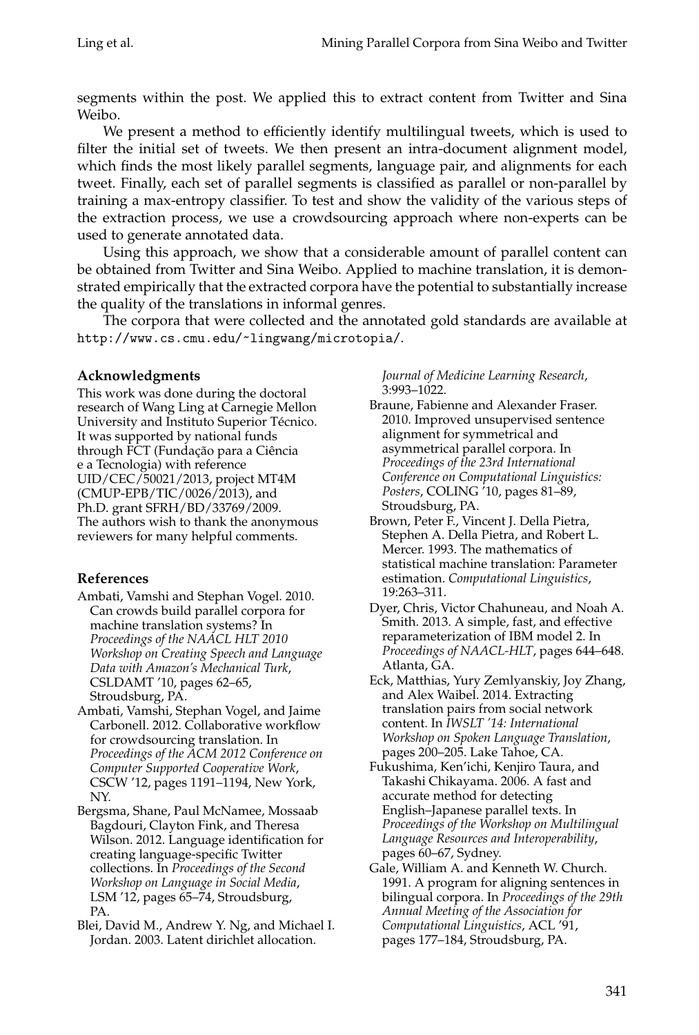segments within the post. We applied this to extract content from Twitter and Sina Weibo.

We present a method to efficiently identify multilingual tweets, which is used to filter the initial set of tweets. We then present an intra-document alignment model, which finds the most likely parallel segments, language pair, and alignments for each tweet. Finally, each set of parallel segments is classified as parallel or non-parallel by training a max-entropy classifier. To test and show the validity of the various steps of the extraction process, we use a crowdsourcing approach where non-experts can be used to generate annotated data.

Using this approach, we show that a considerable amount of parallel content can be obtained from Twitter and Sina Weibo. Applied to machine translation, it is demonstrated empirically that the extracted corpora have the potential to substantially increase the quality of the translations in informal genres.

The corpora that were collected and the annotated gold standards are available at `http://www.cs.cmu.edu/~lingwang/microtopia/`.

### Acknowledgments

This work was done during the doctoral research of Wang Ling at Carnegie Mellon University and Instituto Superior Técnico. It was supported by national funds through FCT (Fundação para a Ciência e a Tecnologia) with reference UID/CEC/50021/2013, project MT4M (CMUP-EPB/TIC/0026/2013), and Ph.D. grant SFRH/BD/33769/2009. The authors wish to thank the anonymous reviewers for many helpful comments.

### References

Ambati, Vamshi and Stephan Vogel. 2010. Can crowds build parallel corpora for machine translation systems? In *Proceedings of the NAACL HLT 2010 Workshop on Creating Speech and Language Data with Amazon's Mechanical Turk*, CSLDAMT '10, pages 62–65, Stroudsburg, PA.

Ambati, Vamshi, Stephan Vogel, and Jaime Carbonell. 2012. Collaborative workflow for crowdsourcing translation. In *Proceedings of the ACM 2012 Conference on Computer Supported Cooperative Work*, CSCW '12, pages 1191–1194, New York, NY.

Bergsma, Shane, Paul McNamee, Mossaab Bagdouri, Clayton Fink, and Theresa Wilson. 2012. Language identification for creating language-specific Twitter collections. In *Proceedings of the Second Workshop on Language in Social Media*, LSM '12, pages 65–74, Stroudsburg, PA.

Blei, David M., Andrew Y. Ng, and Michael I. Jordan. 2003. Latent dirichlet allocation. *Journal of Medicine Learning Research*, 3:993–1022.

Braune, Fabienne and Alexander Fraser. 2010. Improved unsupervised sentence alignment for symmetrical and asymmetrical parallel corpora. In *Proceedings of the 23rd International Conference on Computational Linguistics: Posters*, COLING '10, pages 81–89, Stroudsburg, PA.

Brown, Peter F., Vincent J. Della Pietra, Stephen A. Della Pietra, and Robert L. Mercer. 1993. The mathematics of statistical machine translation: Parameter estimation. *Computational Linguistics*, 19:263–311.

Dyer, Chris, Victor Chahuneau, and Noah A. Smith. 2013. A simple, fast, and effective reparameterization of IBM model 2. In *Proceedings of NAACL-HLT*, pages 644–648. Atlanta, GA.

Eck, Matthias, Yury Zemlyanskiy, Joy Zhang, and Alex Waibel. 2014. Extracting translation pairs from social network content. In *IWSLT '14: International Workshop on Spoken Language Translation*, pages 200–205. Lake Tahoe, CA.

Fukushima, Ken'ichi, Kenjiro Taura, and Takashi Chikayama. 2006. A fast and accurate method for detecting English–Japanese parallel texts. In *Proceedings of the Workshop on Multilingual Language Resources and Interoperability*, pages 60–67, Sydney.

Gale, William A. and Kenneth W. Church. 1991. A program for aligning sentences in bilingual corpora. In *Proceedings of the 29th Annual Meeting of the Association for Computational Linguistics*, ACL '91, pages 177–184, Stroudsburg, PA.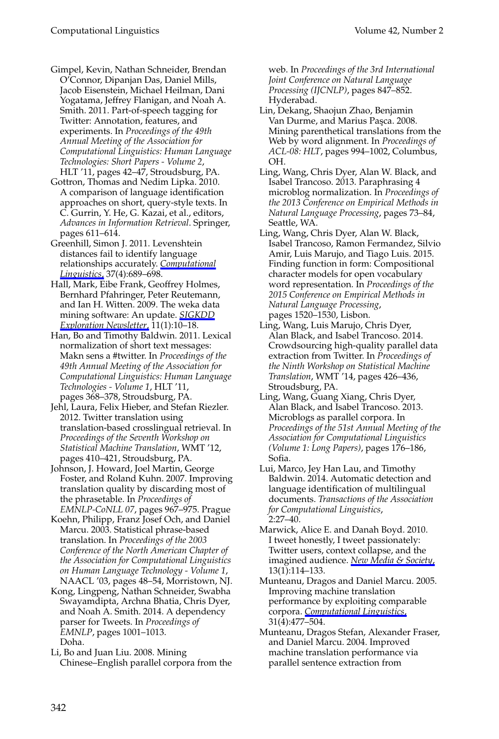Gimpel, Kevin, Nathan Schneider, Brendan O'Connor, Dipanjan Das, Daniel Mills, Jacob Eisenstein, Michael Heilman, Dani Yogatama, Jeffrey Flanigan, and Noah A. Smith. 2011. Part-of-speech tagging for Twitter: Annotation, features, and experiments. In *Proceedings of the 49th Annual Meeting of the Association for Computational Linguistics: Human Language Technologies: Short Papers - Volume 2*, HLT '11, pages 42–47, Stroudsburg, PA.

Gottron, Thomas and Nedim Lipka. 2010. A comparison of language identification approaches on short, query-style texts. In C. Gurrin, Y. He, G. Kazai, et al., editors, *Advances in Information Retrieval*. Springer, pages 611–614.

Greenhill, Simon J. 2011. Levenshtein distances fail to identify language relationships accurately. *Computational Linguistics*, 37(4):689–698.

Hall, Mark, Eibe Frank, Geoffrey Holmes, Bernhard Pfahringer, Peter Reutemann, and Ian H. Witten. 2009. The weka data mining software: An update. *SIGKDD Exploration Newsletter*, 11(1):10–18.

Han, Bo and Timothy Baldwin. 2011. Lexical normalization of short text messages: Makn sens a #twitter. In *Proceedings of the 49th Annual Meeting of the Association for Computational Linguistics: Human Language Technologies - Volume 1*, HLT '11, pages 368–378, Stroudsburg, PA.

Jehl, Laura, Felix Hieber, and Stefan Riezler. 2012. Twitter translation using translation-based crosslingual retrieval. In *Proceedings of the Seventh Workshop on Statistical Machine Translation*, WMT '12, pages 410–421, Stroudsburg, PA.

Johnson, J. Howard, Joel Martin, George Foster, and Roland Kuhn. 2007. Improving translation quality by discarding most of the phrasetable. In *Proceedings of EMNLP-CoNLL 07*, pages 967–975. Prague

Koehn, Philipp, Franz Josef Och, and Daniel Marcu. 2003. Statistical phrase-based translation. In *Proceedings of the 2003 Conference of the North American Chapter of the Association for Computational Linguistics on Human Language Technology - Volume 1*, NAACL '03, pages 48–54, Morristown, NJ.

Kong, Lingpeng, Nathan Schneider, Swabha Swayamdipta, Archna Bhatia, Chris Dyer, and Noah A. Smith. 2014. A dependency parser for Tweets. In *Proceedings of EMNLP*, pages 1001–1013. Doha.

Li, Bo and Juan Liu. 2008. Mining Chinese–English parallel corpora from the web. In *Proceedings of the 3rd International Joint Conference on Natural Language Processing (IJCNLP)*, pages 847–852. Hyderabad.

Lin, Dekang, Shaojun Zhao, Benjamin Van Durme, and Marius Paşca. 2008. Mining parenthetical translations from the Web by word alignment. In *Proceedings of ACL-08: HLT*, pages 994–1002, Columbus, OH.

Ling, Wang, Chris Dyer, Alan W. Black, and Isabel Trancoso. 2013. Paraphrasing 4 microblog normalization. In *Proceedings of the 2013 Conference on Empirical Methods in Natural Language Processing*, pages 73–84, Seattle, WA.

Ling, Wang, Chris Dyer, Alan W. Black, Isabel Trancoso, Ramon Fermandez, Silvio Amir, Luis Marujo, and Tiago Luis. 2015. Finding function in form: Compositional character models for open vocabulary word representation. In *Proceedings of the 2015 Conference on Empirical Methods in Natural Language Processing*, pages 1520–1530, Lisbon.

Ling, Wang, Luis Marujo, Chris Dyer, Alan Black, and Isabel Trancoso. 2014. Crowdsourcing high-quality parallel data extraction from Twitter. In *Proceedings of the Ninth Workshop on Statistical Machine Translation*, WMT '14, pages 426–436, Stroudsburg, PA.

Ling, Wang, Guang Xiang, Chris Dyer, Alan Black, and Isabel Trancoso. 2013. Microblogs as parallel corpora. In *Proceedings of the 51st Annual Meeting of the Association for Computational Linguistics (Volume 1: Long Papers)*, pages 176–186, Sofia.

Lui, Marco, Jey Han Lau, and Timothy Baldwin. 2014. Automatic detection and language identification of multilingual documents. *Transactions of the Association for Computational Linguistics*, 2:27–40.

Marwick, Alice E. and Danah Boyd. 2010. I tweet honestly, I tweet passionately: Twitter users, context collapse, and the imagined audience. *New Media & Society*, 13(1):114–133.

Munteanu, Dragos and Daniel Marcu. 2005. Improving machine translation performance by exploiting comparable corpora. *Computational Linguistics*, 31(4):477–504.

Munteanu, Dragos Stefan, Alexander Fraser, and Daniel Marcu. 2004. Improved machine translation performance via parallel sentence extraction from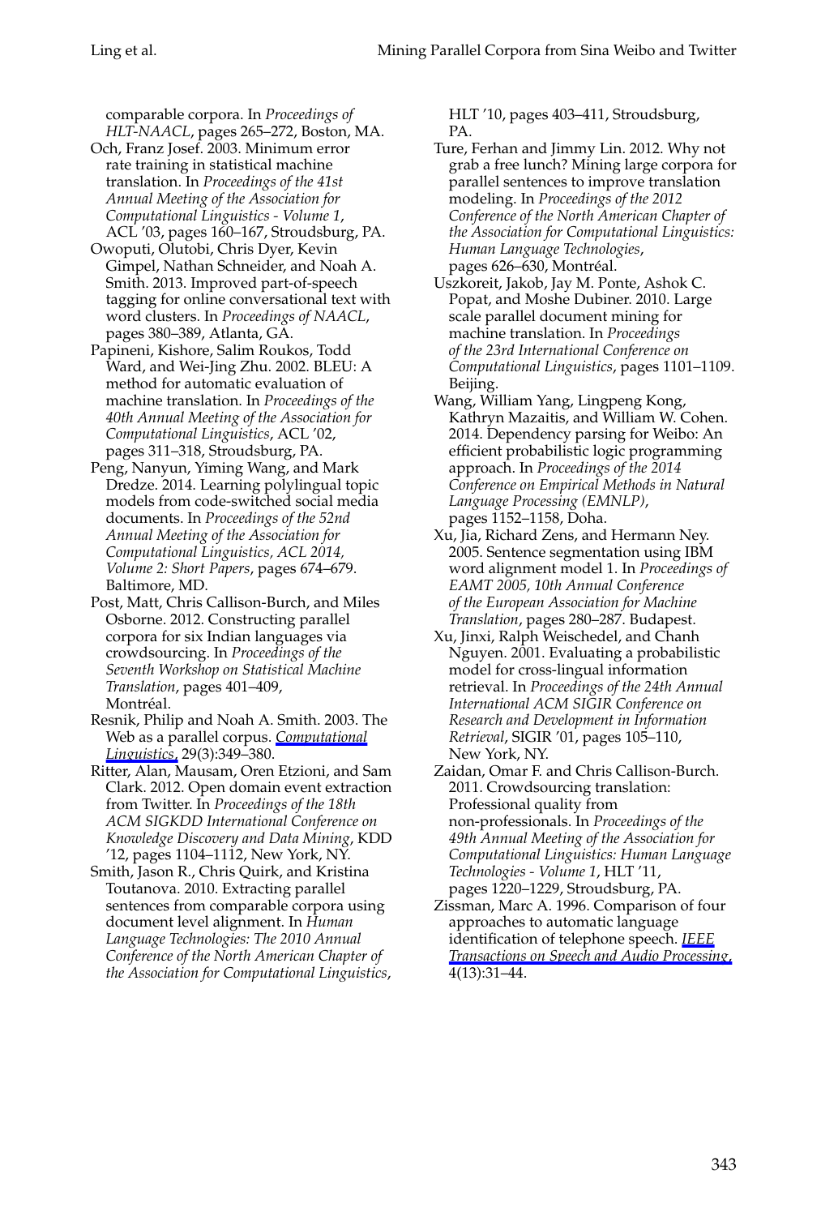comparable corpora. In *Proceedings of HLT-NAACL*, pages 265–272, Boston, MA.

Och, Franz Josef. 2003. Minimum error rate training in statistical machine translation. In *Proceedings of the 41st Annual Meeting of the Association for Computational Linguistics - Volume 1*, ACL '03, pages 160–167, Stroudsburg, PA.

Owoputi, Olutobi, Chris Dyer, Kevin Gimpel, Nathan Schneider, and Noah A. Smith. 2013. Improved part-of-speech tagging for online conversational text with word clusters. In *Proceedings of NAACL*, pages 380–389, Atlanta, GA.

Papineni, Kishore, Salim Roukos, Todd Ward, and Wei-Jing Zhu. 2002. BLEU: A method for automatic evaluation of machine translation. In *Proceedings of the 40th Annual Meeting of the Association for Computational Linguistics*, ACL '02, pages 311–318, Stroudsburg, PA.

Peng, Nanyun, Yiming Wang, and Mark Dredze. 2014. Learning polylingual topic models from code-switched social media documents. In *Proceedings of the 52nd Annual Meeting of the Association for Computational Linguistics, ACL 2014, Volume 2: Short Papers*, pages 674–679. Baltimore, MD.

Post, Matt, Chris Callison-Burch, and Miles Osborne. 2012. Constructing parallel corpora for six Indian languages via crowdsourcing. In *Proceedings of the Seventh Workshop on Statistical Machine Translation*, pages 401–409, Montréal.

Resnik, Philip and Noah A. Smith. 2003. The Web as a parallel corpus. *Computational Linguistics*, 29(3):349–380.

Ritter, Alan, Mausam, Oren Etzioni, and Sam Clark. 2012. Open domain event extraction from Twitter. In *Proceedings of the 18th ACM SIGKDD International Conference on Knowledge Discovery and Data Mining*, KDD '12, pages 1104–1112, New York, NY.

Smith, Jason R., Chris Quirk, and Kristina Toutanova. 2010. Extracting parallel sentences from comparable corpora using document level alignment. In *Human Language Technologies: The 2010 Annual Conference of the North American Chapter of the Association for Computational Linguistics*, HLT '10, pages 403–411, Stroudsburg, PA.

Ture, Ferhan and Jimmy Lin. 2012. Why not grab a free lunch? Mining large corpora for parallel sentences to improve translation modeling. In *Proceedings of the 2012 Conference of the North American Chapter of the Association for Computational Linguistics: Human Language Technologies*, pages 626–630, Montréal.

Uszkoreit, Jakob, Jay M. Ponte, Ashok C. Popat, and Moshe Dubiner. 2010. Large scale parallel document mining for machine translation. In *Proceedings of the 23rd International Conference on Computational Linguistics*, pages 1101–1109. Beijing.

Wang, William Yang, Lingpeng Kong, Kathryn Mazaitis, and William W. Cohen. 2014. Dependency parsing for Weibo: An efficient probabilistic logic programming approach. In *Proceedings of the 2014 Conference on Empirical Methods in Natural Language Processing (EMNLP)*, pages 1152–1158, Doha.

Xu, Jia, Richard Zens, and Hermann Ney. 2005. Sentence segmentation using IBM word alignment model 1. In *Proceedings of EAMT 2005, 10th Annual Conference of the European Association for Machine Translation*, pages 280–287. Budapest.

Xu, Jinxi, Ralph Weischedel, and Chanh Nguyen. 2001. Evaluating a probabilistic model for cross-lingual information retrieval. In *Proceedings of the 24th Annual International ACM SIGIR Conference on Research and Development in Information Retrieval*, SIGIR '01, pages 105–110, New York, NY.

Zaidan, Omar F. and Chris Callison-Burch. 2011. Crowdsourcing translation: Professional quality from non-professionals. In *Proceedings of the 49th Annual Meeting of the Association for Computational Linguistics: Human Language Technologies - Volume 1*, HLT '11, pages 1220–1229, Stroudsburg, PA.

Zissman, Marc A. 1996. Comparison of four approaches to automatic language identification of telephone speech. *IEEE Transactions on Speech and Audio Processing*, 4(13):31–44.